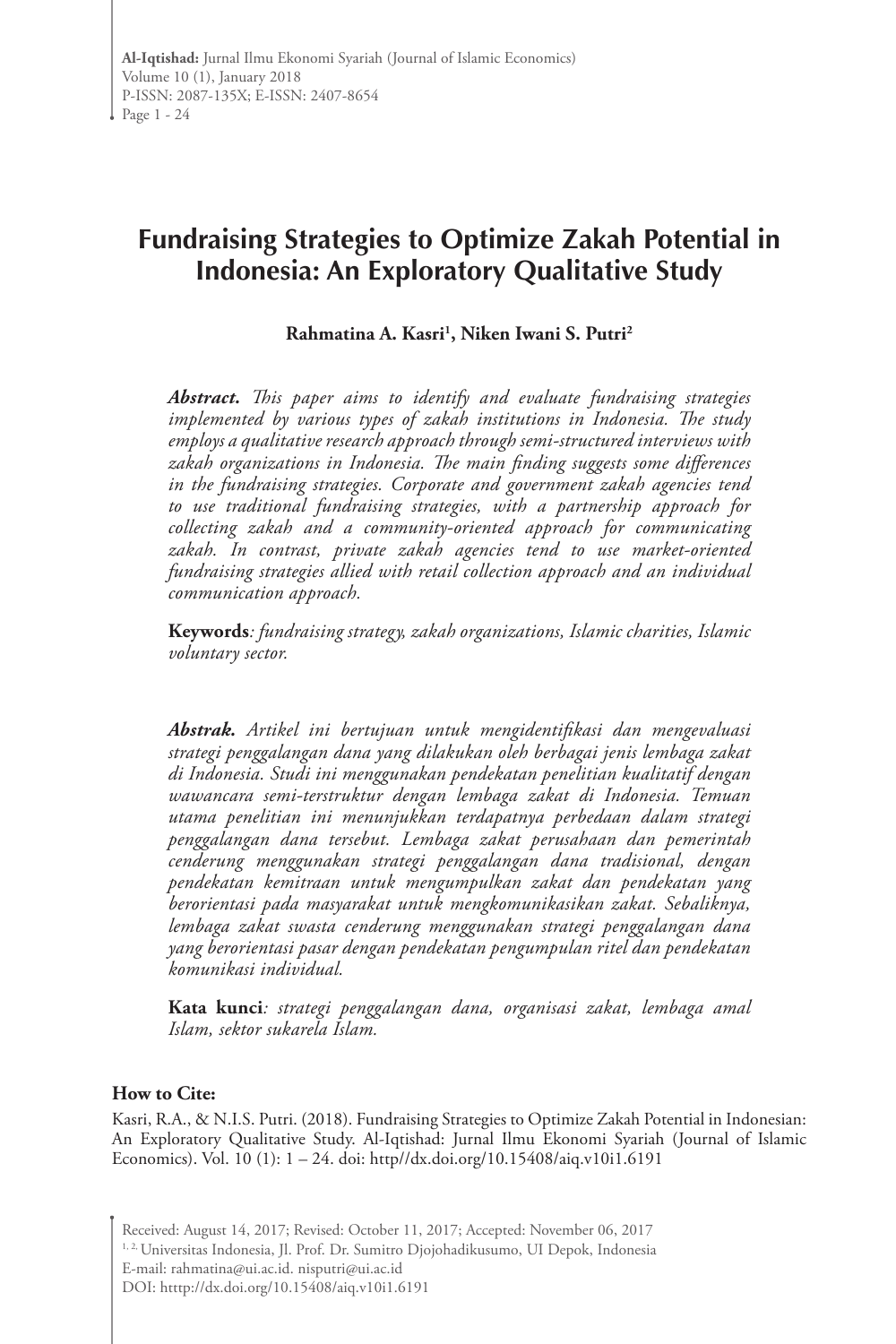# Fundraising Strategies to Optimize Zakah Potential in Indonesia: An Exploratory Qualitative Study

**Rahmatina A. Kasri[1], Niken Iwani S. Putri[2]**

***Abstract.*** *This paper aims to identify and evaluate fundraising strategies implemented by various types of zakah institutions in Indonesia. The study employs a qualitative research approach through semi-structured interviews with zakah organizations in Indonesia. The main finding suggests some differences in the fundraising strategies. Corporate and government zakah agencies tend to use traditional fundraising strategies, with a partnership approach for collecting zakah and a community-oriented approach for communicating zakah. In contrast, private zakah agencies tend to use market-oriented fundraising strategies allied with retail collection approach and an individual communication approach.*

**Keywords***: fundraising strategy, zakah organizations, Islamic charities, Islamic voluntary sector.*

***Abstrak.*** *Artikel ini bertujuan untuk mengidentifikasi dan mengevaluasi strategi penggalangan dana yang dilakukan oleh berbagai jenis lembaga zakat di Indonesia. Studi ini menggunakan pendekatan penelitian kualitatif dengan wawancara semi-terstruktur dengan lembaga zakat di Indonesia. Temuan utama penelitian ini menunjukkan terdapatnya perbedaan dalam strategi penggalangan dana tersebut. Lembaga zakat perusahaan dan pemerintah cenderung menggunakan strategi penggalangan dana tradisional, dengan pendekatan kemitraan untuk mengumpulkan zakat dan pendekatan yang berorientasi pada masyarakat untuk mengkomunikasikan zakat. Sebaliknya, lembaga zakat swasta cenderung menggunakan strategi penggalangan dana yang berorientasi pasar dengan pendekatan pengumpulan ritel dan pendekatan komunikasi individual.*

**Kata kunci***: strategi penggalangan dana, organisasi zakat, lembaga amal Islam, sektor sukarela Islam.*

**How to Cite:**

Kasri, R.A., & N.I.S. Putri. (2018). Fundraising Strategies to Optimize Zakah Potential in Indonesian: An Exploratory Qualitative Study. Al-Iqtishad: Jurnal Ilmu Ekonomi Syariah (Journal of Islamic Economics). Vol. 10 (1): 1 – 24. doi: http//dx.doi.org/10.15408/aiq.v10i1.6191

Received: August 14, 2017; Revised: October 11, 2017; Accepted: November 06, 2017

[1, 2] Universitas Indonesia, Jl. Prof. Dr. Sumitro Djojohadikusumo, UI Depok, Indonesia

E-mail: rahmatina@ui.ac.id. nisputri@ui.ac.id

DOI: htttp://dx.doi.org/10.15408/aiq.v10i1.6191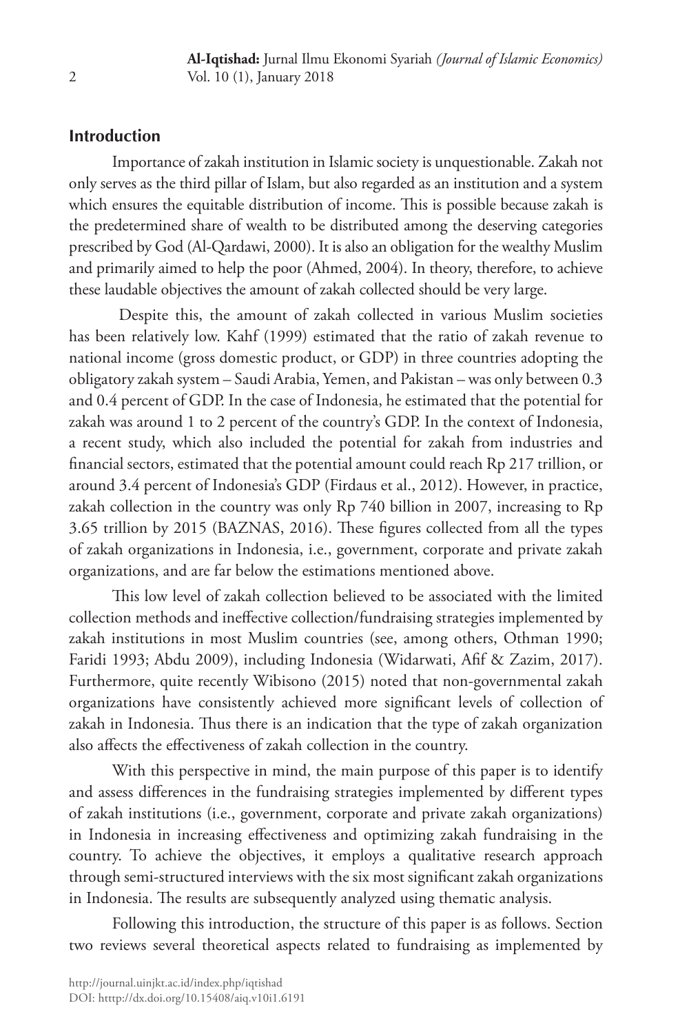## Introduction

Importance of zakah institution in Islamic society is unquestionable. Zakah not only serves as the third pillar of Islam, but also regarded as an institution and a system which ensures the equitable distribution of income. This is possible because zakah is the predetermined share of wealth to be distributed among the deserving categories prescribed by God (Al-Qardawi, 2000). It is also an obligation for the wealthy Muslim and primarily aimed to help the poor (Ahmed, 2004). In theory, therefore, to achieve these laudable objectives the amount of zakah collected should be very large.

Despite this, the amount of zakah collected in various Muslim societies has been relatively low. Kahf (1999) estimated that the ratio of zakah revenue to national income (gross domestic product, or GDP) in three countries adopting the obligatory zakah system – Saudi Arabia, Yemen, and Pakistan – was only between 0.3 and 0.4 percent of GDP. In the case of Indonesia, he estimated that the potential for zakah was around 1 to 2 percent of the country's GDP. In the context of Indonesia, a recent study, which also included the potential for zakah from industries and financial sectors, estimated that the potential amount could reach Rp 217 trillion, or around 3.4 percent of Indonesia's GDP (Firdaus et al., 2012). However, in practice, zakah collection in the country was only Rp 740 billion in 2007, increasing to Rp 3.65 trillion by 2015 (BAZNAS, 2016). These figures collected from all the types of zakah organizations in Indonesia, i.e., government, corporate and private zakah organizations, and are far below the estimations mentioned above.

This low level of zakah collection believed to be associated with the limited collection methods and ineffective collection/fundraising strategies implemented by zakah institutions in most Muslim countries (see, among others, Othman 1990; Faridi 1993; Abdu 2009), including Indonesia (Widarwati, Afif & Zazim, 2017). Furthermore, quite recently Wibisono (2015) noted that non-governmental zakah organizations have consistently achieved more significant levels of collection of zakah in Indonesia. Thus there is an indication that the type of zakah organization also affects the effectiveness of zakah collection in the country.

With this perspective in mind, the main purpose of this paper is to identify and assess differences in the fundraising strategies implemented by different types of zakah institutions (i.e., government, corporate and private zakah organizations) in Indonesia in increasing effectiveness and optimizing zakah fundraising in the country. To achieve the objectives, it employs a qualitative research approach through semi-structured interviews with the six most significant zakah organizations in Indonesia. The results are subsequently analyzed using thematic analysis.

Following this introduction, the structure of this paper is as follows. Section two reviews several theoretical aspects related to fundraising as implemented by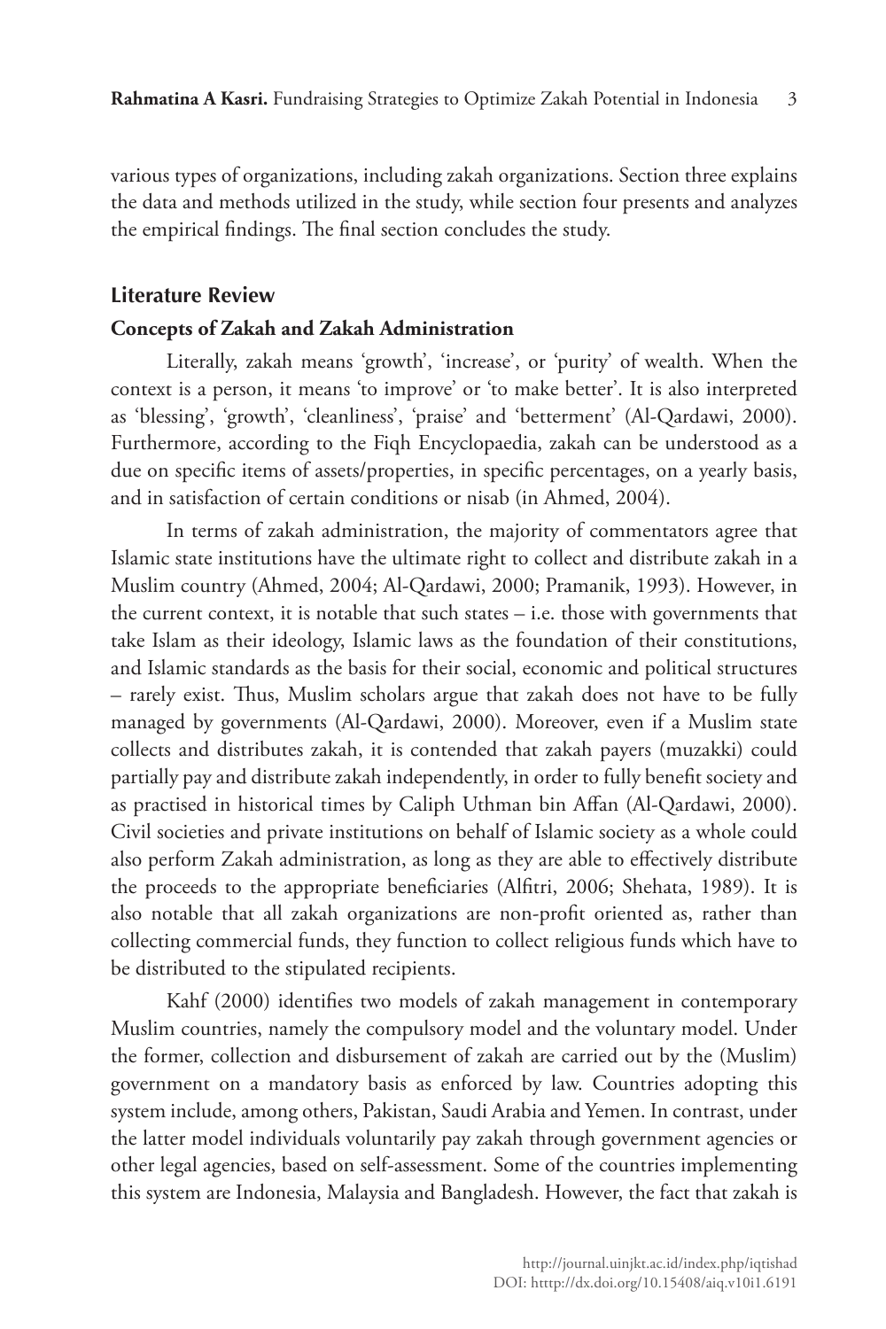various types of organizations, including zakah organizations. Section three explains the data and methods utilized in the study, while section four presents and analyzes the empirical findings. The final section concludes the study.

## Literature Review

### Concepts of Zakah and Zakah Administration

Literally, zakah means 'growth', 'increase', or 'purity' of wealth. When the context is a person, it means 'to improve' or 'to make better'. It is also interpreted as 'blessing', 'growth', 'cleanliness', 'praise' and 'betterment' (Al-Qardawi, 2000). Furthermore, according to the Fiqh Encyclopaedia, zakah can be understood as a due on specific items of assets/properties, in specific percentages, on a yearly basis, and in satisfaction of certain conditions or nisab (in Ahmed, 2004).

In terms of zakah administration, the majority of commentators agree that Islamic state institutions have the ultimate right to collect and distribute zakah in a Muslim country (Ahmed, 2004; Al-Qardawi, 2000; Pramanik, 1993). However, in the current context, it is notable that such states – i.e. those with governments that take Islam as their ideology, Islamic laws as the foundation of their constitutions, and Islamic standards as the basis for their social, economic and political structures – rarely exist. Thus, Muslim scholars argue that zakah does not have to be fully managed by governments (Al-Qardawi, 2000). Moreover, even if a Muslim state collects and distributes zakah, it is contended that zakah payers (muzakki) could partially pay and distribute zakah independently, in order to fully benefit society and as practised in historical times by Caliph Uthman bin Affan (Al-Qardawi, 2000). Civil societies and private institutions on behalf of Islamic society as a whole could also perform Zakah administration, as long as they are able to effectively distribute the proceeds to the appropriate beneficiaries (Alfitri, 2006; Shehata, 1989). It is also notable that all zakah organizations are non-profit oriented as, rather than collecting commercial funds, they function to collect religious funds which have to be distributed to the stipulated recipients.

Kahf (2000) identifies two models of zakah management in contemporary Muslim countries, namely the compulsory model and the voluntary model. Under the former, collection and disbursement of zakah are carried out by the (Muslim) government on a mandatory basis as enforced by law. Countries adopting this system include, among others, Pakistan, Saudi Arabia and Yemen. In contrast, under the latter model individuals voluntarily pay zakah through government agencies or other legal agencies, based on self-assessment. Some of the countries implementing this system are Indonesia, Malaysia and Bangladesh. However, the fact that zakah is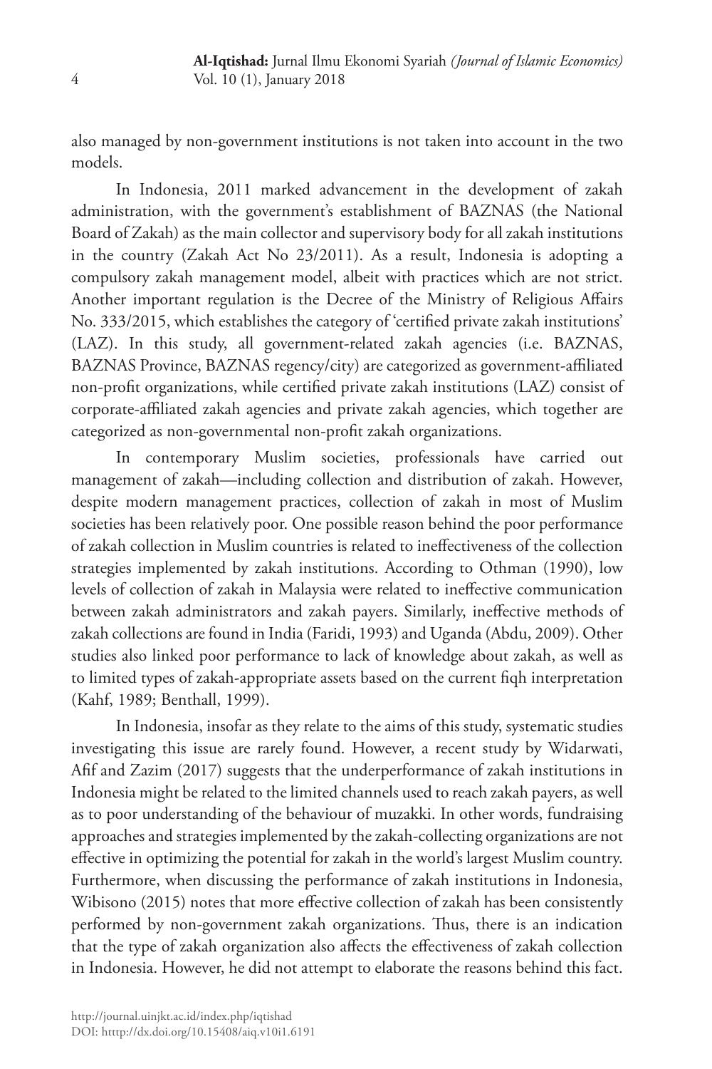also managed by non-government institutions is not taken into account in the two models.

In Indonesia, 2011 marked advancement in the development of zakah administration, with the government's establishment of BAZNAS (the National Board of Zakah) as the main collector and supervisory body for all zakah institutions in the country (Zakah Act No 23/2011). As a result, Indonesia is adopting a compulsory zakah management model, albeit with practices which are not strict. Another important regulation is the Decree of the Ministry of Religious Affairs No. 333/2015, which establishes the category of 'certified private zakah institutions' (LAZ). In this study, all government-related zakah agencies (i.e. BAZNAS, BAZNAS Province, BAZNAS regency/city) are categorized as government-affiliated non-profit organizations, while certified private zakah institutions (LAZ) consist of corporate-affiliated zakah agencies and private zakah agencies, which together are categorized as non-governmental non-profit zakah organizations.

In contemporary Muslim societies, professionals have carried out management of zakah—including collection and distribution of zakah. However, despite modern management practices, collection of zakah in most of Muslim societies has been relatively poor. One possible reason behind the poor performance of zakah collection in Muslim countries is related to ineffectiveness of the collection strategies implemented by zakah institutions. According to Othman (1990), low levels of collection of zakah in Malaysia were related to ineffective communication between zakah administrators and zakah payers. Similarly, ineffective methods of zakah collections are found in India (Faridi, 1993) and Uganda (Abdu, 2009). Other studies also linked poor performance to lack of knowledge about zakah, as well as to limited types of zakah-appropriate assets based on the current fiqh interpretation (Kahf, 1989; Benthall, 1999).

In Indonesia, insofar as they relate to the aims of this study, systematic studies investigating this issue are rarely found. However, a recent study by Widarwati, Afif and Zazim (2017) suggests that the underperformance of zakah institutions in Indonesia might be related to the limited channels used to reach zakah payers, as well as to poor understanding of the behaviour of muzakki. In other words, fundraising approaches and strategies implemented by the zakah-collecting organizations are not effective in optimizing the potential for zakah in the world's largest Muslim country. Furthermore, when discussing the performance of zakah institutions in Indonesia, Wibisono (2015) notes that more effective collection of zakah has been consistently performed by non-government zakah organizations. Thus, there is an indication that the type of zakah organization also affects the effectiveness of zakah collection in Indonesia. However, he did not attempt to elaborate the reasons behind this fact.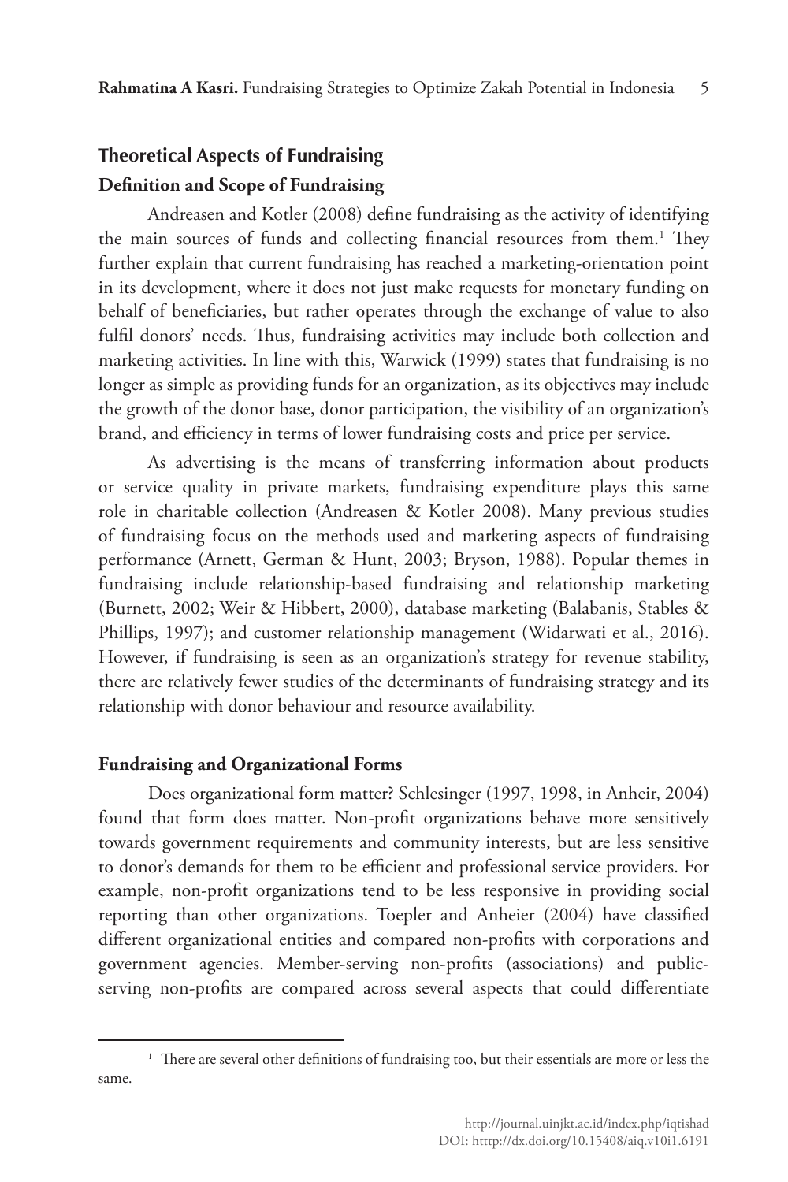## Theoretical Aspects of Fundraising

### Definition and Scope of Fundraising

Andreasen and Kotler (2008) define fundraising as the activity of identifying the main sources of funds and collecting financial resources from them.[1] They further explain that current fundraising has reached a marketing-orientation point in its development, where it does not just make requests for monetary funding on behalf of beneficiaries, but rather operates through the exchange of value to also fulfil donors' needs. Thus, fundraising activities may include both collection and marketing activities. In line with this, Warwick (1999) states that fundraising is no longer as simple as providing funds for an organization, as its objectives may include the growth of the donor base, donor participation, the visibility of an organization's brand, and efficiency in terms of lower fundraising costs and price per service.

As advertising is the means of transferring information about products or service quality in private markets, fundraising expenditure plays this same role in charitable collection (Andreasen & Kotler 2008). Many previous studies of fundraising focus on the methods used and marketing aspects of fundraising performance (Arnett, German & Hunt, 2003; Bryson, 1988). Popular themes in fundraising include relationship-based fundraising and relationship marketing (Burnett, 2002; Weir & Hibbert, 2000), database marketing (Balabanis, Stables & Phillips, 1997); and customer relationship management (Widarwati et al., 2016). However, if fundraising is seen as an organization's strategy for revenue stability, there are relatively fewer studies of the determinants of fundraising strategy and its relationship with donor behaviour and resource availability.

### Fundraising and Organizational Forms

Does organizational form matter? Schlesinger (1997, 1998, in Anheir, 2004) found that form does matter. Non-profit organizations behave more sensitively towards government requirements and community interests, but are less sensitive to donor's demands for them to be efficient and professional service providers. For example, non-profit organizations tend to be less responsive in providing social reporting than other organizations. Toepler and Anheier (2004) have classified different organizational entities and compared non-profits with corporations and government agencies. Member-serving non-profits (associations) and public-serving non-profits are compared across several aspects that could differentiate

[1] There are several other definitions of fundraising too, but their essentials are more or less the same.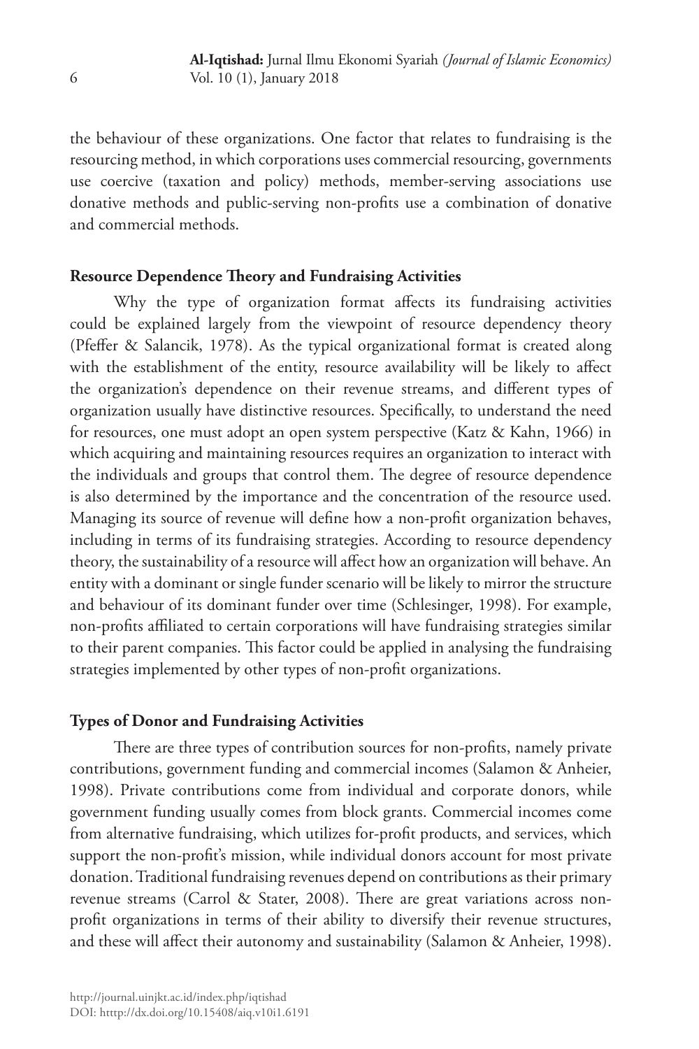the behaviour of these organizations. One factor that relates to fundraising is the resourcing method, in which corporations uses commercial resourcing, governments use coercive (taxation and policy) methods, member-serving associations use donative methods and public-serving non-profits use a combination of donative and commercial methods.

### Resource Dependence Theory and Fundraising Activities

Why the type of organization format affects its fundraising activities could be explained largely from the viewpoint of resource dependency theory (Pfeffer & Salancik, 1978). As the typical organizational format is created along with the establishment of the entity, resource availability will be likely to affect the organization's dependence on their revenue streams, and different types of organization usually have distinctive resources. Specifically, to understand the need for resources, one must adopt an open system perspective (Katz & Kahn, 1966) in which acquiring and maintaining resources requires an organization to interact with the individuals and groups that control them. The degree of resource dependence is also determined by the importance and the concentration of the resource used. Managing its source of revenue will define how a non-profit organization behaves, including in terms of its fundraising strategies. According to resource dependency theory, the sustainability of a resource will affect how an organization will behave. An entity with a dominant or single funder scenario will be likely to mirror the structure and behaviour of its dominant funder over time (Schlesinger, 1998). For example, non-profits affiliated to certain corporations will have fundraising strategies similar to their parent companies. This factor could be applied in analysing the fundraising strategies implemented by other types of non-profit organizations.

### Types of Donor and Fundraising Activities

There are three types of contribution sources for non-profits, namely private contributions, government funding and commercial incomes (Salamon & Anheier, 1998). Private contributions come from individual and corporate donors, while government funding usually comes from block grants. Commercial incomes come from alternative fundraising, which utilizes for-profit products, and services, which support the non-profit's mission, while individual donors account for most private donation. Traditional fundraising revenues depend on contributions as their primary revenue streams (Carrol & Stater, 2008). There are great variations across non-profit organizations in terms of their ability to diversify their revenue structures, and these will affect their autonomy and sustainability (Salamon & Anheier, 1998).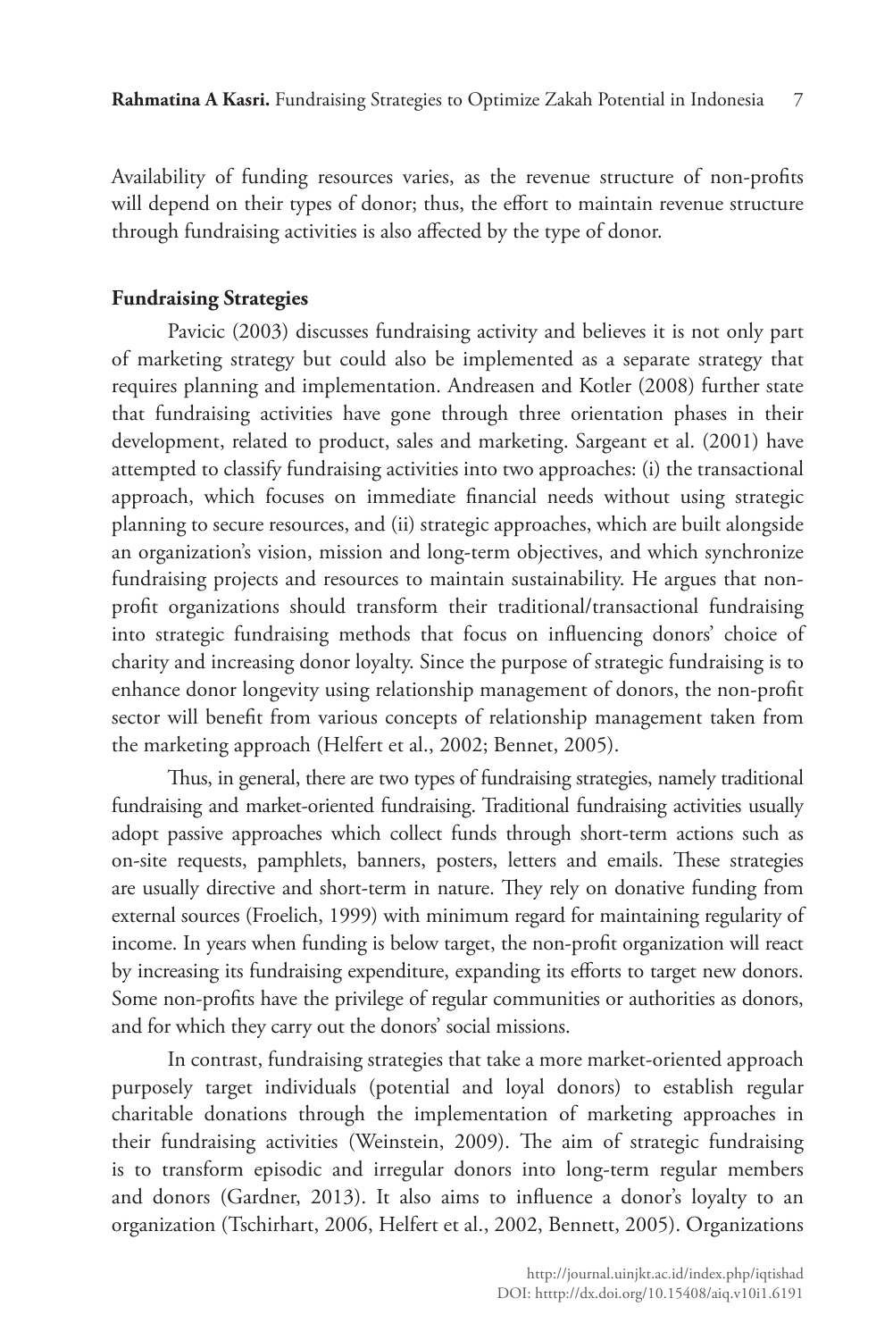Availability of funding resources varies, as the revenue structure of non-profits will depend on their types of donor; thus, the effort to maintain revenue structure through fundraising activities is also affected by the type of donor.

**Fundraising Strategies**

Pavicic (2003) discusses fundraising activity and believes it is not only part of marketing strategy but could also be implemented as a separate strategy that requires planning and implementation. Andreasen and Kotler (2008) further state that fundraising activities have gone through three orientation phases in their development, related to product, sales and marketing. Sargeant et al. (2001) have attempted to classify fundraising activities into two approaches: (i) the transactional approach, which focuses on immediate financial needs without using strategic planning to secure resources, and (ii) strategic approaches, which are built alongside an organization's vision, mission and long-term objectives, and which synchronize fundraising projects and resources to maintain sustainability. He argues that non-profit organizations should transform their traditional/transactional fundraising into strategic fundraising methods that focus on influencing donors' choice of charity and increasing donor loyalty. Since the purpose of strategic fundraising is to enhance donor longevity using relationship management of donors, the non-profit sector will benefit from various concepts of relationship management taken from the marketing approach (Helfert et al., 2002; Bennet, 2005).

Thus, in general, there are two types of fundraising strategies, namely traditional fundraising and market-oriented fundraising. Traditional fundraising activities usually adopt passive approaches which collect funds through short-term actions such as on-site requests, pamphlets, banners, posters, letters and emails. These strategies are usually directive and short-term in nature. They rely on donative funding from external sources (Froelich, 1999) with minimum regard for maintaining regularity of income. In years when funding is below target, the non-profit organization will react by increasing its fundraising expenditure, expanding its efforts to target new donors. Some non-profits have the privilege of regular communities or authorities as donors, and for which they carry out the donors' social missions.

In contrast, fundraising strategies that take a more market-oriented approach purposely target individuals (potential and loyal donors) to establish regular charitable donations through the implementation of marketing approaches in their fundraising activities (Weinstein, 2009). The aim of strategic fundraising is to transform episodic and irregular donors into long-term regular members and donors (Gardner, 2013). It also aims to influence a donor's loyalty to an organization (Tschirhart, 2006, Helfert et al., 2002, Bennett, 2005). Organizations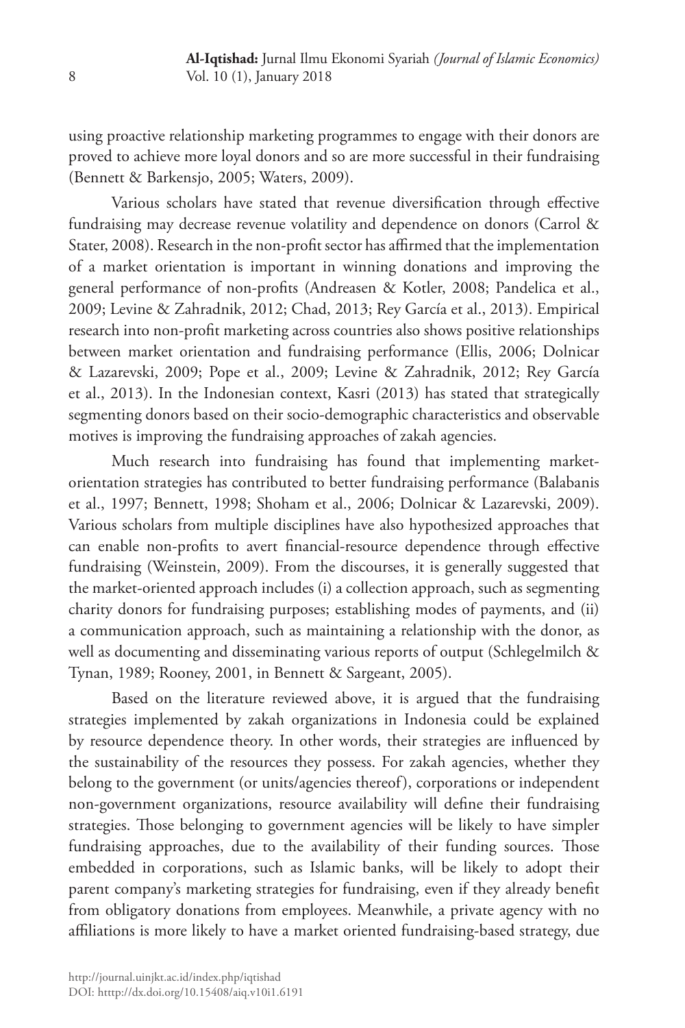using proactive relationship marketing programmes to engage with their donors are proved to achieve more loyal donors and so are more successful in their fundraising (Bennett & Barkensjo, 2005; Waters, 2009).

Various scholars have stated that revenue diversification through effective fundraising may decrease revenue volatility and dependence on donors (Carrol & Stater, 2008). Research in the non-profit sector has affirmed that the implementation of a market orientation is important in winning donations and improving the general performance of non-profits (Andreasen & Kotler, 2008; Pandelica et al., 2009; Levine & Zahradnik, 2012; Chad, 2013; Rey García et al., 2013). Empirical research into non-profit marketing across countries also shows positive relationships between market orientation and fundraising performance (Ellis, 2006; Dolnicar & Lazarevski, 2009; Pope et al., 2009; Levine & Zahradnik, 2012; Rey García et al., 2013). In the Indonesian context, Kasri (2013) has stated that strategically segmenting donors based on their socio-demographic characteristics and observable motives is improving the fundraising approaches of zakah agencies.

Much research into fundraising has found that implementing market-orientation strategies has contributed to better fundraising performance (Balabanis et al., 1997; Bennett, 1998; Shoham et al., 2006; Dolnicar & Lazarevski, 2009). Various scholars from multiple disciplines have also hypothesized approaches that can enable non-profits to avert financial-resource dependence through effective fundraising (Weinstein, 2009). From the discourses, it is generally suggested that the market-oriented approach includes (i) a collection approach, such as segmenting charity donors for fundraising purposes; establishing modes of payments, and (ii) a communication approach, such as maintaining a relationship with the donor, as well as documenting and disseminating various reports of output (Schlegelmilch & Tynan, 1989; Rooney, 2001, in Bennett & Sargeant, 2005).

Based on the literature reviewed above, it is argued that the fundraising strategies implemented by zakah organizations in Indonesia could be explained by resource dependence theory. In other words, their strategies are influenced by the sustainability of the resources they possess. For zakah agencies, whether they belong to the government (or units/agencies thereof), corporations or independent non-government organizations, resource availability will define their fundraising strategies. Those belonging to government agencies will be likely to have simpler fundraising approaches, due to the availability of their funding sources. Those embedded in corporations, such as Islamic banks, will be likely to adopt their parent company's marketing strategies for fundraising, even if they already benefit from obligatory donations from employees. Meanwhile, a private agency with no affiliations is more likely to have a market oriented fundraising-based strategy, due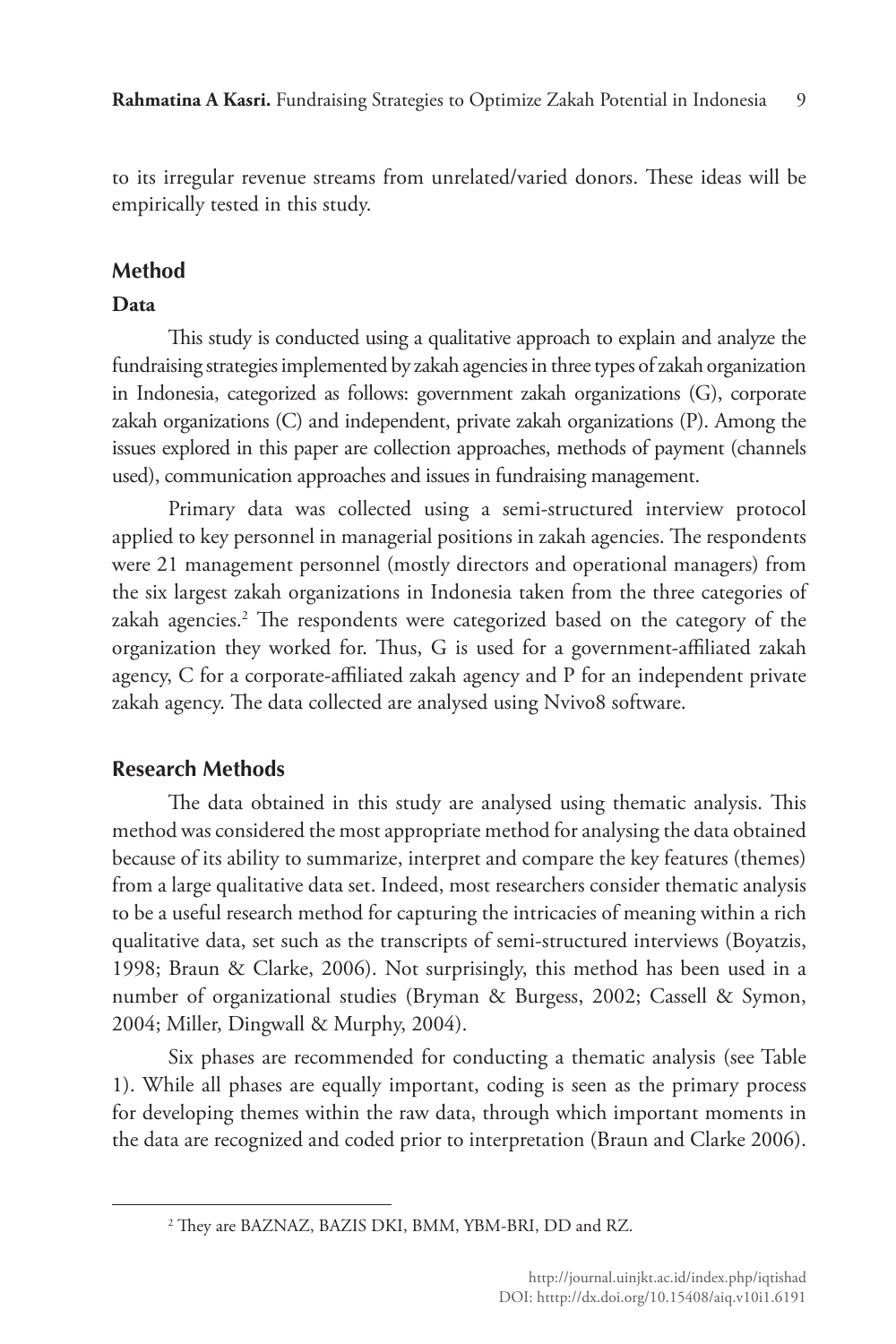to its irregular revenue streams from unrelated/varied donors. These ideas will be empirically tested in this study.

## Method

### Data

This study is conducted using a qualitative approach to explain and analyze the fundraising strategies implemented by zakah agencies in three types of zakah organization in Indonesia, categorized as follows: government zakah organizations (G), corporate zakah organizations (C) and independent, private zakah organizations (P). Among the issues explored in this paper are collection approaches, methods of payment (channels used), communication approaches and issues in fundraising management.

Primary data was collected using a semi-structured interview protocol applied to key personnel in managerial positions in zakah agencies. The respondents were 21 management personnel (mostly directors and operational managers) from the six largest zakah organizations in Indonesia taken from the three categories of zakah agencies.[2] The respondents were categorized based on the category of the organization they worked for. Thus, G is used for a government-affiliated zakah agency, C for a corporate-affiliated zakah agency and P for an independent private zakah agency. The data collected are analysed using Nvivo8 software.

## Research Methods

The data obtained in this study are analysed using thematic analysis. This method was considered the most appropriate method for analysing the data obtained because of its ability to summarize, interpret and compare the key features (themes) from a large qualitative data set. Indeed, most researchers consider thematic analysis to be a useful research method for capturing the intricacies of meaning within a rich qualitative data, set such as the transcripts of semi-structured interviews (Boyatzis, 1998; Braun & Clarke, 2006). Not surprisingly, this method has been used in a number of organizational studies (Bryman & Burgess, 2002; Cassell & Symon, 2004; Miller, Dingwall & Murphy, 2004).

Six phases are recommended for conducting a thematic analysis (see Table 1). While all phases are equally important, coding is seen as the primary process for developing themes within the raw data, through which important moments in the data are recognized and coded prior to interpretation (Braun and Clarke 2006).

---

[2] They are BAZNAZ, BAZIS DKI, BMM, YBM-BRI, DD and RZ.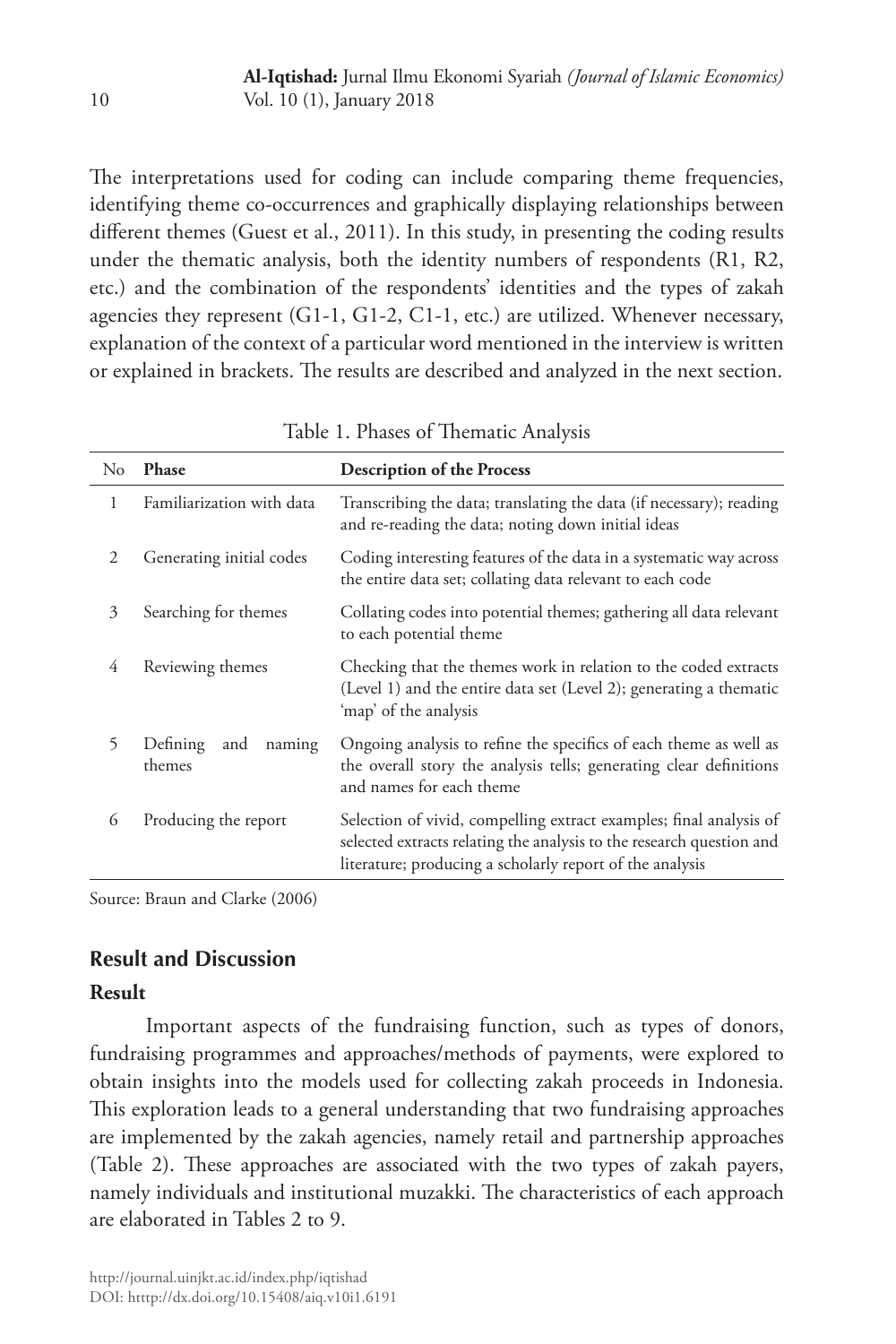The interpretations used for coding can include comparing theme frequencies, identifying theme co-occurrences and graphically displaying relationships between different themes (Guest et al., 2011). In this study, in presenting the coding results under the thematic analysis, both the identity numbers of respondents (R1, R2, etc.) and the combination of the respondents' identities and the types of zakah agencies they represent (G1-1, G1-2, C1-1, etc.) are utilized. Whenever necessary, explanation of the context of a particular word mentioned in the interview is written or explained in brackets. The results are described and analyzed in the next section.

Table 1. Phases of Thematic Analysis

| No | Phase | Description of the Process |
|---|---|---|
| 1 | Familiarization with data | Transcribing the data; translating the data (if necessary); reading and re-reading the data; noting down initial ideas |
| 2 | Generating initial codes | Coding interesting features of the data in a systematic way across the entire data set; collating data relevant to each code |
| 3 | Searching for themes | Collating codes into potential themes; gathering all data relevant to each potential theme |
| 4 | Reviewing themes | Checking that the themes work in relation to the coded extracts (Level 1) and the entire data set (Level 2); generating a thematic 'map' of the analysis |
| 5 | Defining and naming themes | Ongoing analysis to refine the specifics of each theme as well as the overall story the analysis tells; generating clear definitions and names for each theme |
| 6 | Producing the report | Selection of vivid, compelling extract examples; final analysis of selected extracts relating the analysis to the research question and literature; producing a scholarly report of the analysis |

Source: Braun and Clarke (2006)

## Result and Discussion

### Result

Important aspects of the fundraising function, such as types of donors, fundraising programmes and approaches/methods of payments, were explored to obtain insights into the models used for collecting zakah proceeds in Indonesia. This exploration leads to a general understanding that two fundraising approaches are implemented by the zakah agencies, namely retail and partnership approaches (Table 2). These approaches are associated with the two types of zakah payers, namely individuals and institutional muzakki. The characteristics of each approach are elaborated in Tables 2 to 9.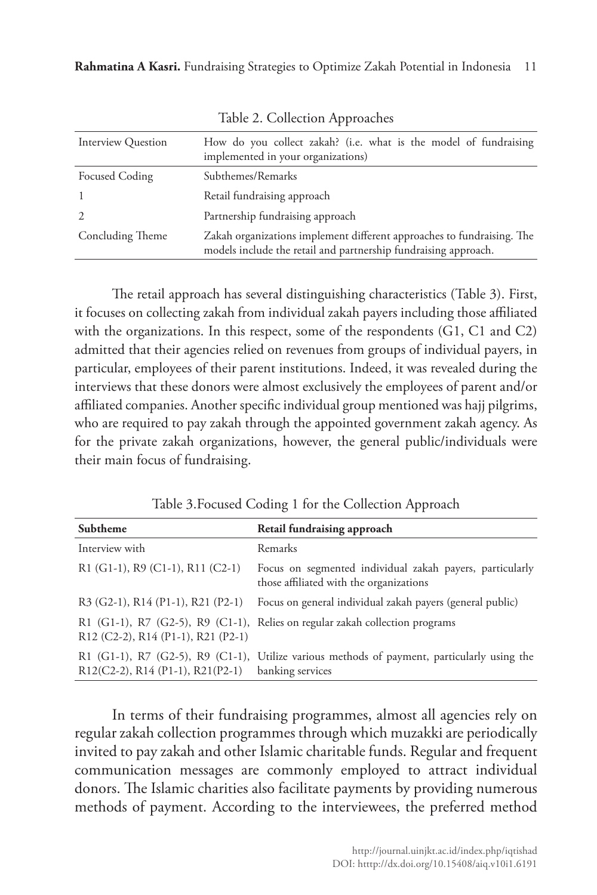Table 2. Collection Approaches

| Interview Question | How do you collect zakah? (i.e. what is the model of fundraising implemented in your organizations) |
|---|---|
| Focused Coding | Subthemes/Remarks |
| 1 | Retail fundraising approach |
| 2 | Partnership fundraising approach |
| Concluding Theme | Zakah organizations implement different approaches to fundraising. The models include the retail and partnership fundraising approach. |

The retail approach has several distinguishing characteristics (Table 3). First, it focuses on collecting zakah from individual zakah payers including those affiliated with the organizations. In this respect, some of the respondents (G1, C1 and C2) admitted that their agencies relied on revenues from groups of individual payers, in particular, employees of their parent institutions. Indeed, it was revealed during the interviews that these donors were almost exclusively the employees of parent and/or affiliated companies. Another specific individual group mentioned was hajj pilgrims, who are required to pay zakah through the appointed government zakah agency. As for the private zakah organizations, however, the general public/individuals were their main focus of fundraising.

Table 3.Focused Coding 1 for the Collection Approach

| **Subtheme** | **Retail fundraising approach** |
|---|---|
| Interview with | Remarks |
| R1 (G1-1), R9 (C1-1), R11 (C2-1) | Focus on segmented individual zakah payers, particularly those affiliated with the organizations |
| R3 (G2-1), R14 (P1-1), R21 (P2-1) | Focus on general individual zakah payers (general public) |
| R1 (G1-1), R7 (G2-5), R9 (C1-1), R12 (C2-2), R14 (P1-1), R21 (P2-1) | Relies on regular zakah collection programs |
| R1 (G1-1), R7 (G2-5), R9 (C1-1), R12(C2-2), R14 (P1-1), R21(P2-1) | Utilize various methods of payment, particularly using the banking services |

In terms of their fundraising programmes, almost all agencies rely on regular zakah collection programmes through which muzakki are periodically invited to pay zakah and other Islamic charitable funds. Regular and frequent communication messages are commonly employed to attract individual donors. The Islamic charities also facilitate payments by providing numerous methods of payment. According to the interviewees, the preferred method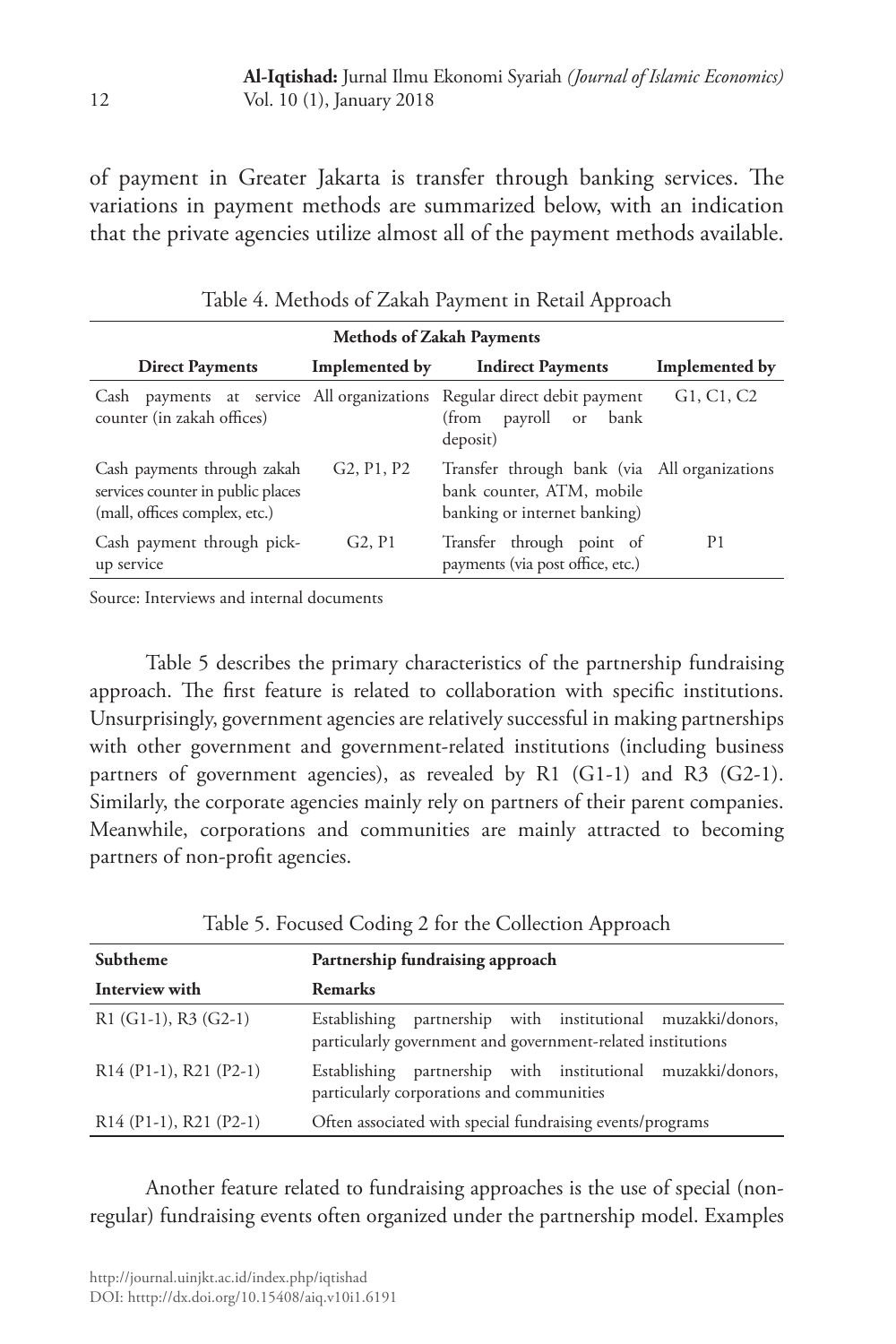of payment in Greater Jakarta is transfer through banking services. The variations in payment methods are summarized below, with an indication that the private agencies utilize almost all of the payment methods available.

Table 4. Methods of Zakah Payment in Retail Approach

| Methods of Zakah Payments | | | |
|---|---|---|---|
| **Direct Payments** | **Implemented by** | **Indirect Payments** | **Implemented by** |
| Cash payments at service counter (in zakah offices) | All organizations | Regular direct debit payment (from payroll or bank deposit) | G1, C1, C2 |
| Cash payments through zakah services counter in public places (mall, offices complex, etc.) | G2, P1, P2 | Transfer through bank (via bank counter, ATM, mobile banking or internet banking) | All organizations |
| Cash payment through pick-up service | G2, P1 | Transfer through point of payments (via post office, etc.) | P1 |

Source: Interviews and internal documents

Table 5 describes the primary characteristics of the partnership fundraising approach. The first feature is related to collaboration with specific institutions. Unsurprisingly, government agencies are relatively successful in making partnerships with other government and government-related institutions (including business partners of government agencies), as revealed by R1 (G1-1) and R3 (G2-1). Similarly, the corporate agencies mainly rely on partners of their parent companies. Meanwhile, corporations and communities are mainly attracted to becoming partners of non-profit agencies.

Table 5. Focused Coding 2 for the Collection Approach

| **Subtheme** | **Partnership fundraising approach** |
|---|---|
| **Interview with** | **Remarks** |
| R1 (G1-1), R3 (G2-1) | Establishing partnership with institutional muzakki/donors, particularly government and government-related institutions |
| R14 (P1-1), R21 (P2-1) | Establishing partnership with institutional muzakki/donors, particularly corporations and communities |
| R14 (P1-1), R21 (P2-1) | Often associated with special fundraising events/programs |

Another feature related to fundraising approaches is the use of special (non-regular) fundraising events often organized under the partnership model. Examples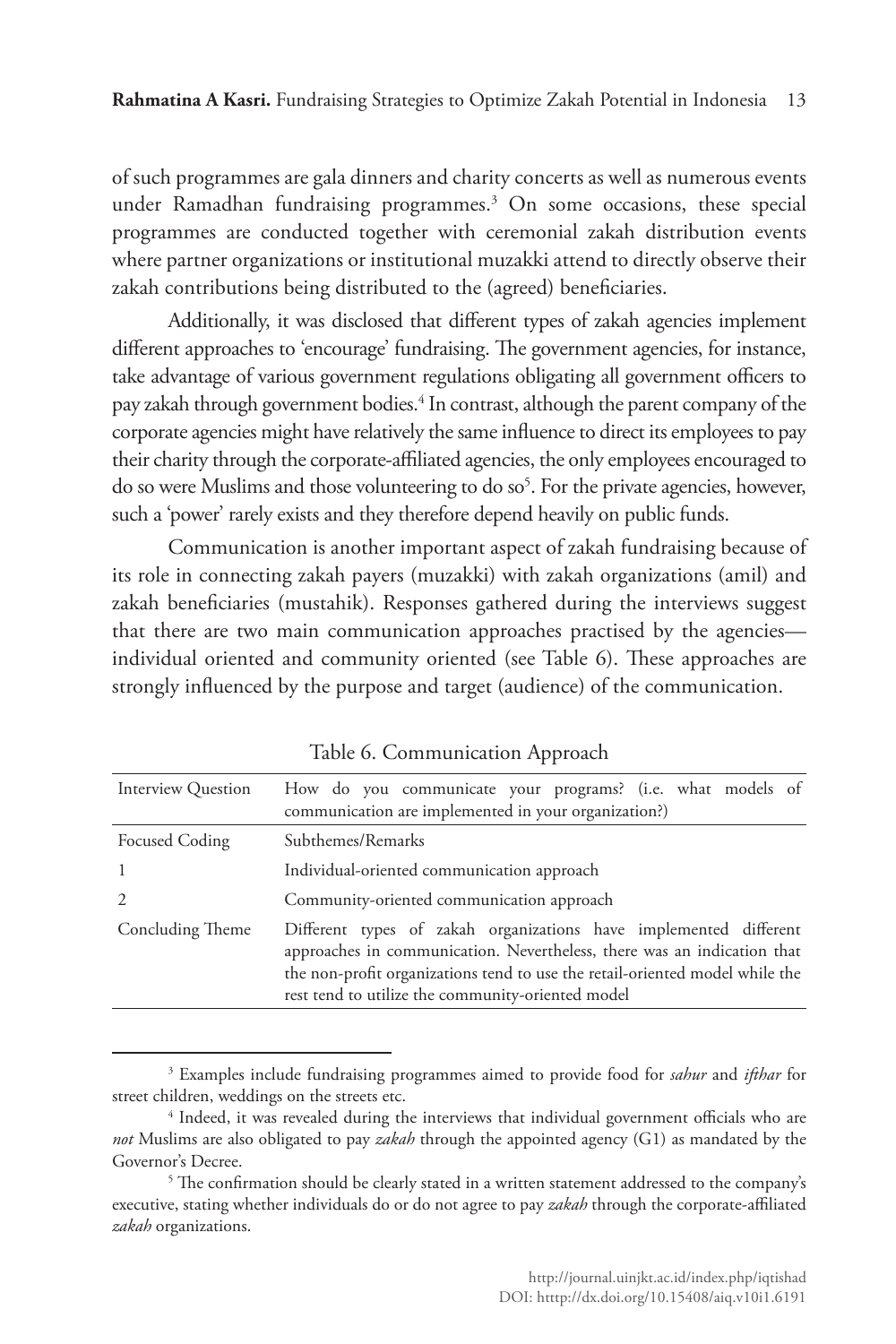of such programmes are gala dinners and charity concerts as well as numerous events under Ramadhan fundraising programmes.[3] On some occasions, these special programmes are conducted together with ceremonial zakah distribution events where partner organizations or institutional muzakki attend to directly observe their zakah contributions being distributed to the (agreed) beneficiaries.

Additionally, it was disclosed that different types of zakah agencies implement different approaches to 'encourage' fundraising. The government agencies, for instance, take advantage of various government regulations obligating all government officers to pay zakah through government bodies.[4] In contrast, although the parent company of the corporate agencies might have relatively the same influence to direct its employees to pay their charity through the corporate-affiliated agencies, the only employees encouraged to do so were Muslims and those volunteering to do so[5]. For the private agencies, however, such a 'power' rarely exists and they therefore depend heavily on public funds.

Communication is another important aspect of zakah fundraising because of its role in connecting zakah payers (muzakki) with zakah organizations (amil) and zakah beneficiaries (mustahik). Responses gathered during the interviews suggest that there are two main communication approaches practised by the agencies—individual oriented and community oriented (see Table 6). These approaches are strongly influenced by the purpose and target (audience) of the communication.

Table 6. Communication Approach

| Interview Question | How do you communicate your programs? (i.e. what models of communication are implemented in your organization?) |
|---|---|
| Focused Coding | Subthemes/Remarks |
| 1 | Individual-oriented communication approach |
| 2 | Community-oriented communication approach |
| Concluding Theme | Different types of zakah organizations have implemented different approaches in communication. Nevertheless, there was an indication that the non-profit organizations tend to use the retail-oriented model while the rest tend to utilize the community-oriented model |

[3] Examples include fundraising programmes aimed to provide food for *sahur* and *ifthar* for street children, weddings on the streets etc.

[4] Indeed, it was revealed during the interviews that individual government officials who are *not* Muslims are also obligated to pay *zakah* through the appointed agency (G1) as mandated by the Governor's Decree.

[5] The confirmation should be clearly stated in a written statement addressed to the company's executive, stating whether individuals do or do not agree to pay *zakah* through the corporate-affiliated *zakah* organizations.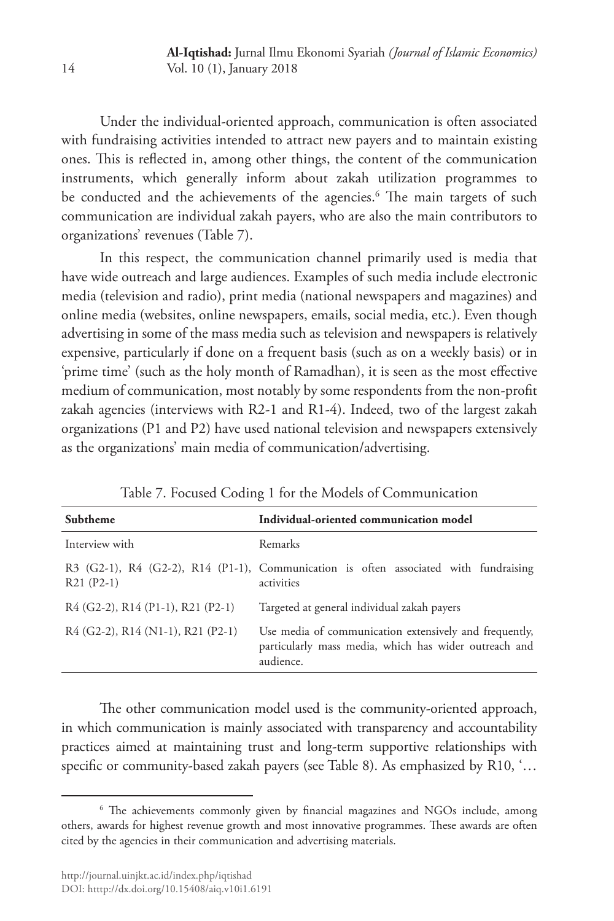Under the individual-oriented approach, communication is often associated with fundraising activities intended to attract new payers and to maintain existing ones. This is reflected in, among other things, the content of the communication instruments, which generally inform about zakah utilization programmes to be conducted and the achievements of the agencies.[6] The main targets of such communication are individual zakah payers, who are also the main contributors to organizations' revenues (Table 7).

In this respect, the communication channel primarily used is media that have wide outreach and large audiences. Examples of such media include electronic media (television and radio), print media (national newspapers and magazines) and online media (websites, online newspapers, emails, social media, etc.). Even though advertising in some of the mass media such as television and newspapers is relatively expensive, particularly if done on a frequent basis (such as on a weekly basis) or in 'prime time' (such as the holy month of Ramadhan), it is seen as the most effective medium of communication, most notably by some respondents from the non-profit zakah agencies (interviews with R2-1 and R1-4). Indeed, two of the largest zakah organizations (P1 and P2) have used national television and newspapers extensively as the organizations' main media of communication/advertising.

Table 7. Focused Coding 1 for the Models of Communication

| **Subtheme** | **Individual-oriented communication model** |
|---|---|
| Interview with | Remarks |
| R3 (G2-1), R4 (G2-2), R14 (P1-1), R21 (P2-1) | Communication is often associated with fundraising activities |
| R4 (G2-2), R14 (P1-1), R21 (P2-1) | Targeted at general individual zakah payers |
| R4 (G2-2), R14 (N1-1), R21 (P2-1) | Use media of communication extensively and frequently, particularly mass media, which has wider outreach and audience. |

The other communication model used is the community-oriented approach, in which communication is mainly associated with transparency and accountability practices aimed at maintaining trust and long-term supportive relationships with specific or community-based zakah payers (see Table 8). As emphasized by R10, '…

[6] The achievements commonly given by financial magazines and NGOs include, among others, awards for highest revenue growth and most innovative programmes. These awards are often cited by the agencies in their communication and advertising materials.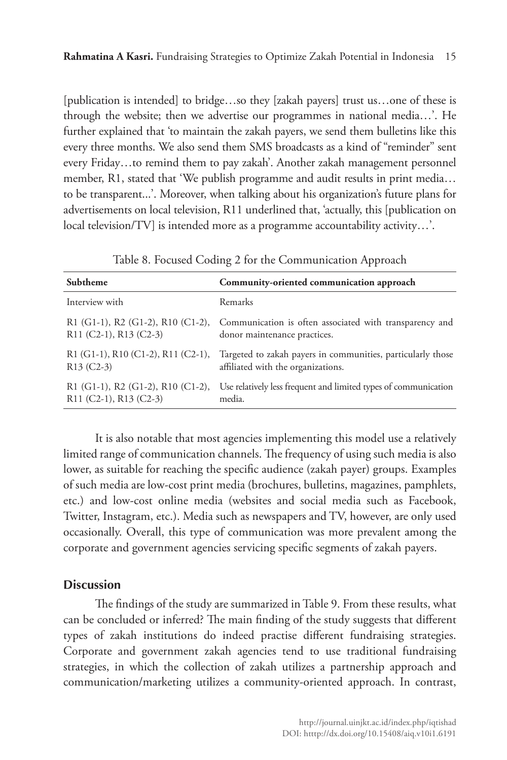[publication is intended] to bridge…so they [zakah payers] trust us…one of these is through the website; then we advertise our programmes in national media…'. He further explained that 'to maintain the zakah payers, we send them bulletins like this every three months. We also send them SMS broadcasts as a kind of "reminder" sent every Friday…to remind them to pay zakah'. Another zakah management personnel member, R1, stated that 'We publish programme and audit results in print media… to be transparent...'. Moreover, when talking about his organization's future plans for advertisements on local television, R11 underlined that, 'actually, this [publication on local television/TV] is intended more as a programme accountability activity…'.

Table 8. Focused Coding 2 for the Communication Approach

| **Subtheme** | **Community-oriented communication approach** |
|---|---|
| Interview with | Remarks |
| R1 (G1-1), R2 (G1-2), R10 (C1-2), R11 (C2-1), R13 (C2-3) | Communication is often associated with transparency and donor maintenance practices. |
| R1 (G1-1), R10 (C1-2), R11 (C2-1), R13 (C2-3) | Targeted to zakah payers in communities, particularly those affiliated with the organizations. |
| R1 (G1-1), R2 (G1-2), R10 (C1-2), R11 (C2-1), R13 (C2-3) | Use relatively less frequent and limited types of communication media. |

It is also notable that most agencies implementing this model use a relatively limited range of communication channels. The frequency of using such media is also lower, as suitable for reaching the specific audience (zakah payer) groups. Examples of such media are low-cost print media (brochures, bulletins, magazines, pamphlets, etc.) and low-cost online media (websites and social media such as Facebook, Twitter, Instagram, etc.). Media such as newspapers and TV, however, are only used occasionally. Overall, this type of communication was more prevalent among the corporate and government agencies servicing specific segments of zakah payers.

## Discussion

The findings of the study are summarized in Table 9. From these results, what can be concluded or inferred? The main finding of the study suggests that different types of zakah institutions do indeed practise different fundraising strategies. Corporate and government zakah agencies tend to use traditional fundraising strategies, in which the collection of zakah utilizes a partnership approach and communication/marketing utilizes a community-oriented approach. In contrast,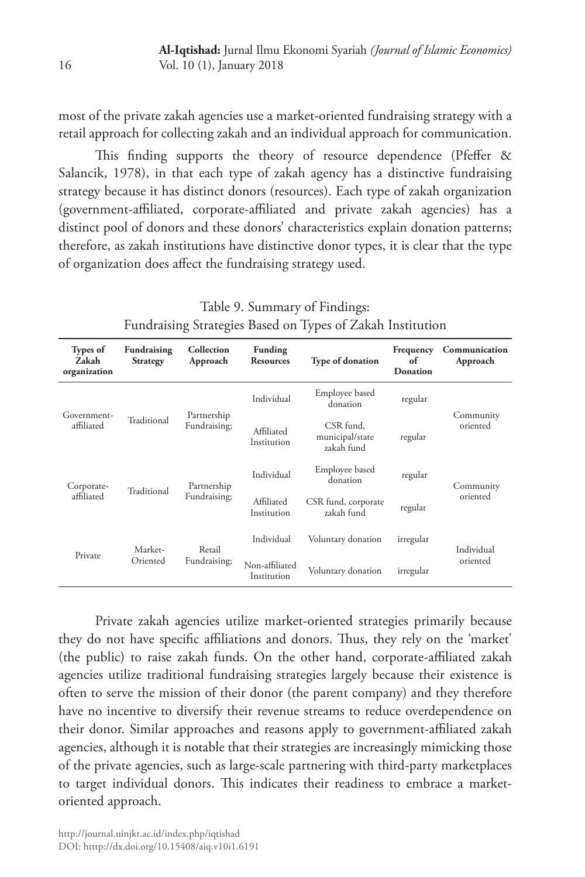most of the private zakah agencies use a market-oriented fundraising strategy with a retail approach for collecting zakah and an individual approach for communication.

This finding supports the theory of resource dependence (Pfeffer & Salancik, 1978), in that each type of zakah agency has a distinctive fundraising strategy because it has distinct donors (resources). Each type of zakah organization (government-affiliated, corporate-affiliated and private zakah agencies) has a distinct pool of donors and these donors' characteristics explain donation patterns; therefore, as zakah institutions have distinctive donor types, it is clear that the type of organization does affect the fundraising strategy used.

Table 9. Summary of Findings:
Fundraising Strategies Based on Types of Zakah Institution

| Types of Zakah organization | Fundraising Strategy | Collection Approach | Funding Resources | Type of donation | Frequency of Donation | Communication Approach |
|---|---|---|---|---|---|---|
| Government-affiliated | Traditional | Partnership Fundraising; | Individual | Employee based donation | regular | Community oriented |
| | | | Affiliated Institution | CSR fund, municipal/state zakah fund | regular | |
| Corporate-affiliated | Traditional | Partnership Fundraising; | Individual | Employee based donation | regular | Community oriented |
| | | | Affiliated Institution | CSR fund, corporate zakah fund | regular | |
| Private | Market-Oriented | Retail Fundraising; | Individual | Voluntary donation | irregular | Individual oriented |
| | | | Non-affiliated Institution | Voluntary donation | irregular | |

Private zakah agencies utilize market-oriented strategies primarily because they do not have specific affiliations and donors. Thus, they rely on the 'market' (the public) to raise zakah funds. On the other hand, corporate-affiliated zakah agencies utilize traditional fundraising strategies largely because their existence is often to serve the mission of their donor (the parent company) and they therefore have no incentive to diversify their revenue streams to reduce overdependence on their donor. Similar approaches and reasons apply to government-affiliated zakah agencies, although it is notable that their strategies are increasingly mimicking those of the private agencies, such as large-scale partnering with third-party marketplaces to target individual donors. This indicates their readiness to embrace a market-oriented approach.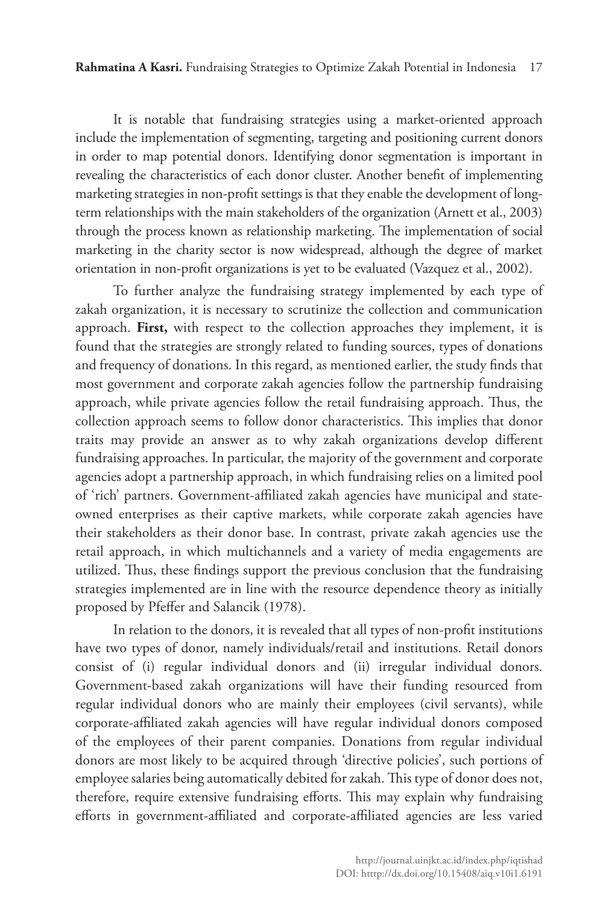It is notable that fundraising strategies using a market-oriented approach include the implementation of segmenting, targeting and positioning current donors in order to map potential donors. Identifying donor segmentation is important in revealing the characteristics of each donor cluster. Another benefit of implementing marketing strategies in non-profit settings is that they enable the development of long-term relationships with the main stakeholders of the organization (Arnett et al., 2003) through the process known as relationship marketing. The implementation of social marketing in the charity sector is now widespread, although the degree of market orientation in non-profit organizations is yet to be evaluated (Vazquez et al., 2002).

To further analyze the fundraising strategy implemented by each type of zakah organization, it is necessary to scrutinize the collection and communication approach. **First,** with respect to the collection approaches they implement, it is found that the strategies are strongly related to funding sources, types of donations and frequency of donations. In this regard, as mentioned earlier, the study finds that most government and corporate zakah agencies follow the partnership fundraising approach, while private agencies follow the retail fundraising approach. Thus, the collection approach seems to follow donor characteristics. This implies that donor traits may provide an answer as to why zakah organizations develop different fundraising approaches. In particular, the majority of the government and corporate agencies adopt a partnership approach, in which fundraising relies on a limited pool of 'rich' partners. Government-affiliated zakah agencies have municipal and state-owned enterprises as their captive markets, while corporate zakah agencies have their stakeholders as their donor base. In contrast, private zakah agencies use the retail approach, in which multichannels and a variety of media engagements are utilized. Thus, these findings support the previous conclusion that the fundraising strategies implemented are in line with the resource dependence theory as initially proposed by Pfeffer and Salancik (1978).

In relation to the donors, it is revealed that all types of non-profit institutions have two types of donor, namely individuals/retail and institutions. Retail donors consist of (i) regular individual donors and (ii) irregular individual donors. Government-based zakah organizations will have their funding resourced from regular individual donors who are mainly their employees (civil servants), while corporate-affiliated zakah agencies will have regular individual donors composed of the employees of their parent companies. Donations from regular individual donors are most likely to be acquired through 'directive policies', such portions of employee salaries being automatically debited for zakah. This type of donor does not, therefore, require extensive fundraising efforts. This may explain why fundraising efforts in government-affiliated and corporate-affiliated agencies are less varied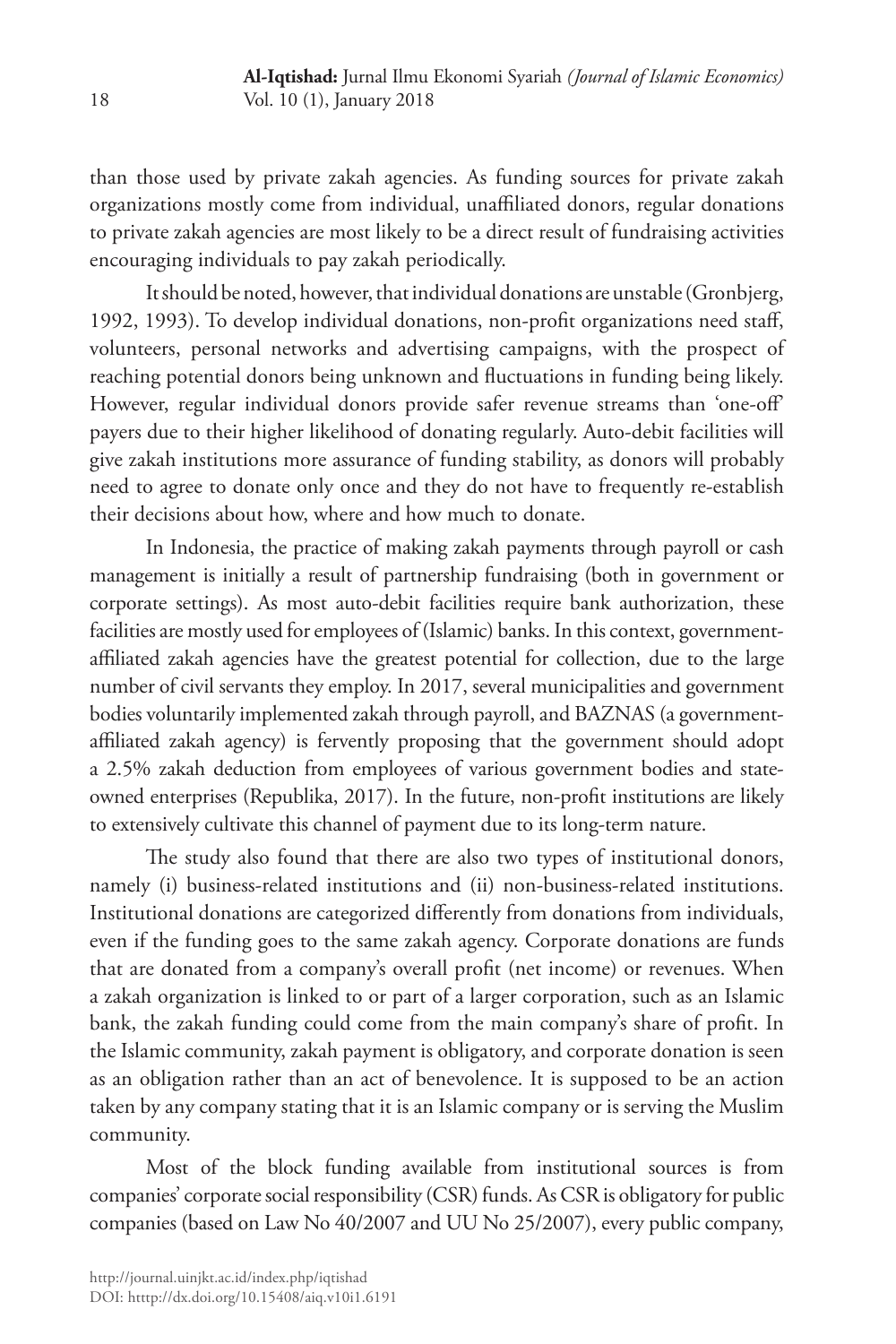than those used by private zakah agencies. As funding sources for private zakah organizations mostly come from individual, unaffiliated donors, regular donations to private zakah agencies are most likely to be a direct result of fundraising activities encouraging individuals to pay zakah periodically.

It should be noted, however, that individual donations are unstable (Gronbjerg, 1992, 1993). To develop individual donations, non-profit organizations need staff, volunteers, personal networks and advertising campaigns, with the prospect of reaching potential donors being unknown and fluctuations in funding being likely. However, regular individual donors provide safer revenue streams than 'one-off' payers due to their higher likelihood of donating regularly. Auto-debit facilities will give zakah institutions more assurance of funding stability, as donors will probably need to agree to donate only once and they do not have to frequently re-establish their decisions about how, where and how much to donate.

In Indonesia, the practice of making zakah payments through payroll or cash management is initially a result of partnership fundraising (both in government or corporate settings). As most auto-debit facilities require bank authorization, these facilities are mostly used for employees of (Islamic) banks. In this context, government-affiliated zakah agencies have the greatest potential for collection, due to the large number of civil servants they employ. In 2017, several municipalities and government bodies voluntarily implemented zakah through payroll, and BAZNAS (a government-affiliated zakah agency) is fervently proposing that the government should adopt a 2.5% zakah deduction from employees of various government bodies and state-owned enterprises (Republika, 2017). In the future, non-profit institutions are likely to extensively cultivate this channel of payment due to its long-term nature.

The study also found that there are also two types of institutional donors, namely (i) business-related institutions and (ii) non-business-related institutions. Institutional donations are categorized differently from donations from individuals, even if the funding goes to the same zakah agency. Corporate donations are funds that are donated from a company's overall profit (net income) or revenues. When a zakah organization is linked to or part of a larger corporation, such as an Islamic bank, the zakah funding could come from the main company's share of profit. In the Islamic community, zakah payment is obligatory, and corporate donation is seen as an obligation rather than an act of benevolence. It is supposed to be an action taken by any company stating that it is an Islamic company or is serving the Muslim community.

Most of the block funding available from institutional sources is from companies' corporate social responsibility (CSR) funds. As CSR is obligatory for public companies (based on Law No 40/2007 and UU No 25/2007), every public company,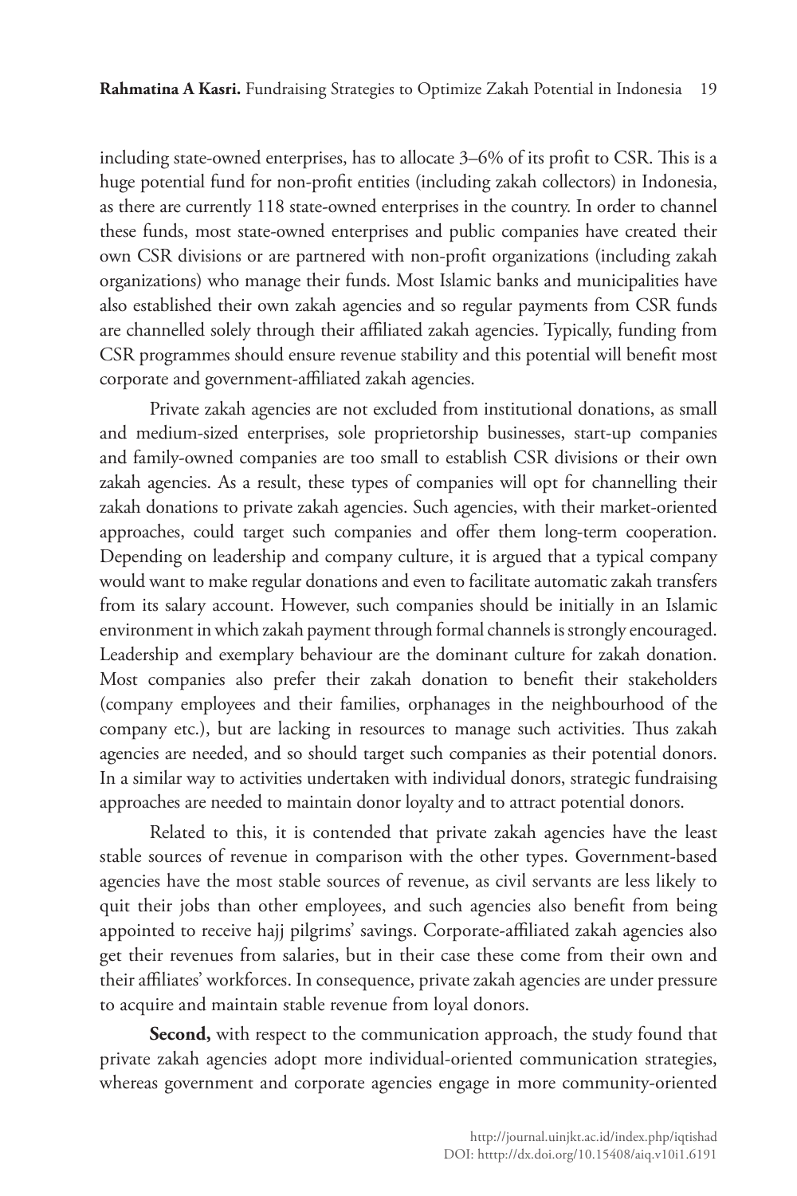including state-owned enterprises, has to allocate 3–6% of its profit to CSR. This is a huge potential fund for non-profit entities (including zakah collectors) in Indonesia, as there are currently 118 state-owned enterprises in the country. In order to channel these funds, most state-owned enterprises and public companies have created their own CSR divisions or are partnered with non-profit organizations (including zakah organizations) who manage their funds. Most Islamic banks and municipalities have also established their own zakah agencies and so regular payments from CSR funds are channelled solely through their affiliated zakah agencies. Typically, funding from CSR programmes should ensure revenue stability and this potential will benefit most corporate and government-affiliated zakah agencies.

Private zakah agencies are not excluded from institutional donations, as small and medium-sized enterprises, sole proprietorship businesses, start-up companies and family-owned companies are too small to establish CSR divisions or their own zakah agencies. As a result, these types of companies will opt for channelling their zakah donations to private zakah agencies. Such agencies, with their market-oriented approaches, could target such companies and offer them long-term cooperation. Depending on leadership and company culture, it is argued that a typical company would want to make regular donations and even to facilitate automatic zakah transfers from its salary account. However, such companies should be initially in an Islamic environment in which zakah payment through formal channels is strongly encouraged. Leadership and exemplary behaviour are the dominant culture for zakah donation. Most companies also prefer their zakah donation to benefit their stakeholders (company employees and their families, orphanages in the neighbourhood of the company etc.), but are lacking in resources to manage such activities. Thus zakah agencies are needed, and so should target such companies as their potential donors. In a similar way to activities undertaken with individual donors, strategic fundraising approaches are needed to maintain donor loyalty and to attract potential donors.

Related to this, it is contended that private zakah agencies have the least stable sources of revenue in comparison with the other types. Government-based agencies have the most stable sources of revenue, as civil servants are less likely to quit their jobs than other employees, and such agencies also benefit from being appointed to receive hajj pilgrims' savings. Corporate-affiliated zakah agencies also get their revenues from salaries, but in their case these come from their own and their affiliates' workforces. In consequence, private zakah agencies are under pressure to acquire and maintain stable revenue from loyal donors.

**Second,** with respect to the communication approach, the study found that private zakah agencies adopt more individual-oriented communication strategies, whereas government and corporate agencies engage in more community-oriented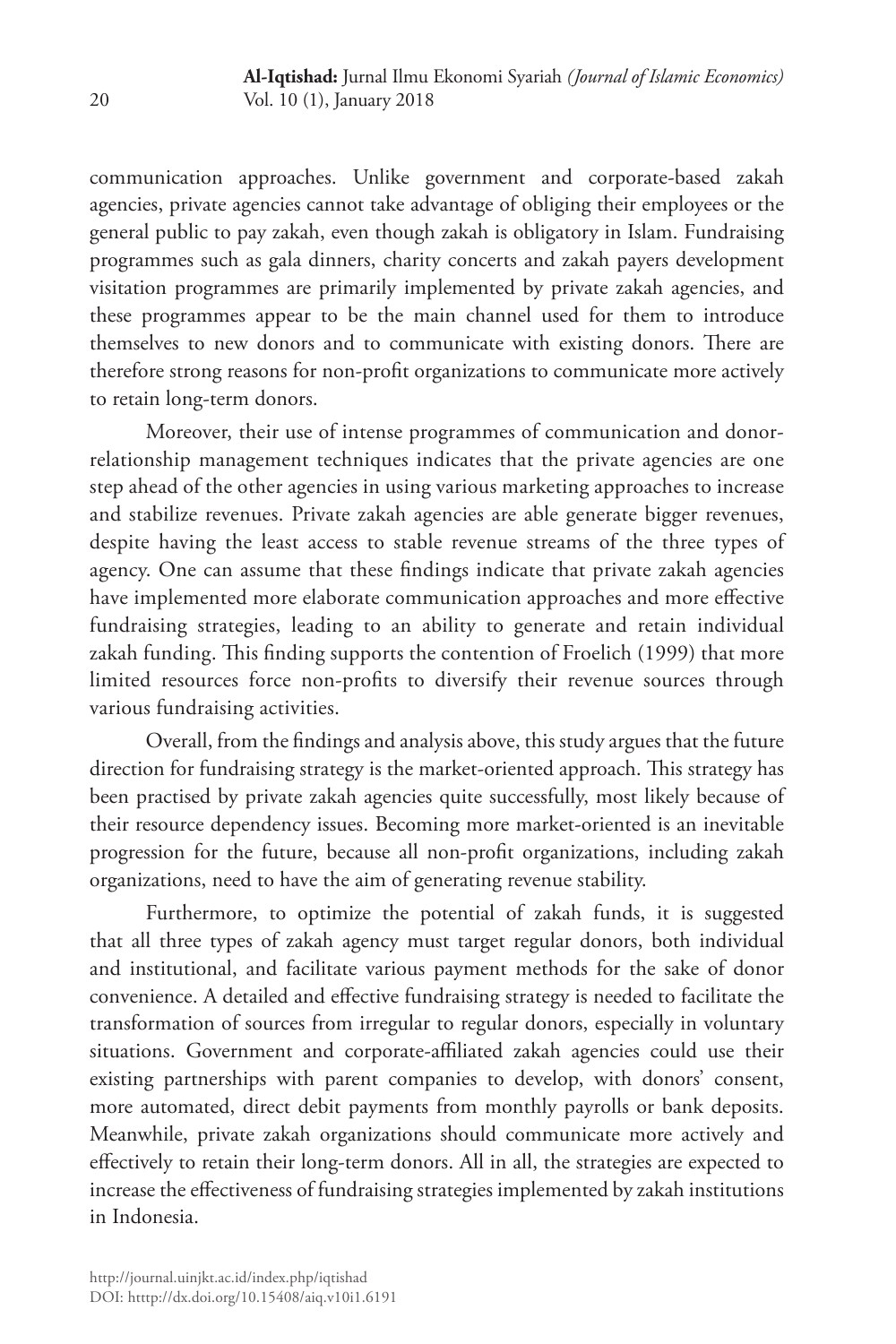communication approaches. Unlike government and corporate-based zakah agencies, private agencies cannot take advantage of obliging their employees or the general public to pay zakah, even though zakah is obligatory in Islam. Fundraising programmes such as gala dinners, charity concerts and zakah payers development visitation programmes are primarily implemented by private zakah agencies, and these programmes appear to be the main channel used for them to introduce themselves to new donors and to communicate with existing donors. There are therefore strong reasons for non-profit organizations to communicate more actively to retain long-term donors.

Moreover, their use of intense programmes of communication and donor-relationship management techniques indicates that the private agencies are one step ahead of the other agencies in using various marketing approaches to increase and stabilize revenues. Private zakah agencies are able generate bigger revenues, despite having the least access to stable revenue streams of the three types of agency. One can assume that these findings indicate that private zakah agencies have implemented more elaborate communication approaches and more effective fundraising strategies, leading to an ability to generate and retain individual zakah funding. This finding supports the contention of Froelich (1999) that more limited resources force non-profits to diversify their revenue sources through various fundraising activities.

Overall, from the findings and analysis above, this study argues that the future direction for fundraising strategy is the market-oriented approach. This strategy has been practised by private zakah agencies quite successfully, most likely because of their resource dependency issues. Becoming more market-oriented is an inevitable progression for the future, because all non-profit organizations, including zakah organizations, need to have the aim of generating revenue stability.

Furthermore, to optimize the potential of zakah funds, it is suggested that all three types of zakah agency must target regular donors, both individual and institutional, and facilitate various payment methods for the sake of donor convenience. A detailed and effective fundraising strategy is needed to facilitate the transformation of sources from irregular to regular donors, especially in voluntary situations. Government and corporate-affiliated zakah agencies could use their existing partnerships with parent companies to develop, with donors' consent, more automated, direct debit payments from monthly payrolls or bank deposits. Meanwhile, private zakah organizations should communicate more actively and effectively to retain their long-term donors. All in all, the strategies are expected to increase the effectiveness of fundraising strategies implemented by zakah institutions in Indonesia.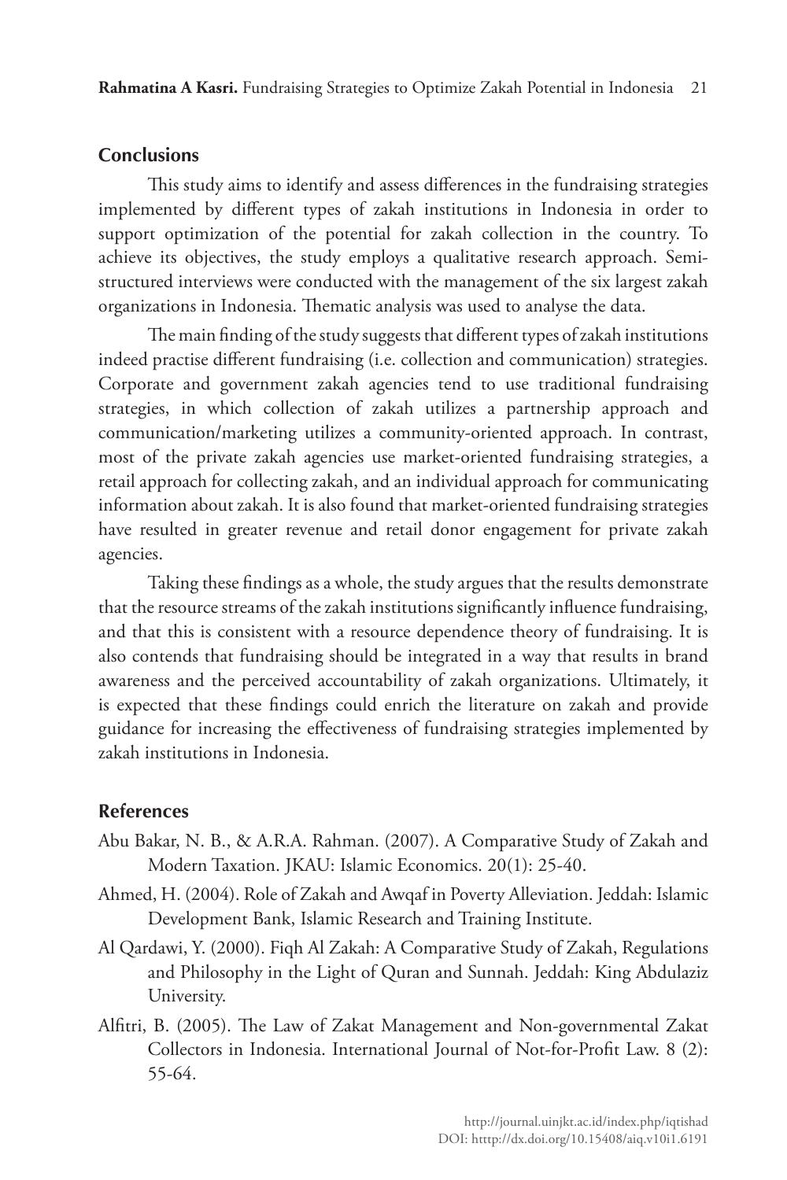## Conclusions

This study aims to identify and assess differences in the fundraising strategies implemented by different types of zakah institutions in Indonesia in order to support optimization of the potential for zakah collection in the country. To achieve its objectives, the study employs a qualitative research approach. Semi-structured interviews were conducted with the management of the six largest zakah organizations in Indonesia. Thematic analysis was used to analyse the data.

The main finding of the study suggests that different types of zakah institutions indeed practise different fundraising (i.e. collection and communication) strategies. Corporate and government zakah agencies tend to use traditional fundraising strategies, in which collection of zakah utilizes a partnership approach and communication/marketing utilizes a community-oriented approach. In contrast, most of the private zakah agencies use market-oriented fundraising strategies, a retail approach for collecting zakah, and an individual approach for communicating information about zakah. It is also found that market-oriented fundraising strategies have resulted in greater revenue and retail donor engagement for private zakah agencies.

Taking these findings as a whole, the study argues that the results demonstrate that the resource streams of the zakah institutions significantly influence fundraising, and that this is consistent with a resource dependence theory of fundraising. It is also contends that fundraising should be integrated in a way that results in brand awareness and the perceived accountability of zakah organizations. Ultimately, it is expected that these findings could enrich the literature on zakah and provide guidance for increasing the effectiveness of fundraising strategies implemented by zakah institutions in Indonesia.

## References

Abu Bakar, N. B., & A.R.A. Rahman. (2007). A Comparative Study of Zakah and Modern Taxation. JKAU: Islamic Economics. 20(1): 25-40.

Ahmed, H. (2004). Role of Zakah and Awqaf in Poverty Alleviation. Jeddah: Islamic Development Bank, Islamic Research and Training Institute.

Al Qardawi, Y. (2000). Fiqh Al Zakah: A Comparative Study of Zakah, Regulations and Philosophy in the Light of Quran and Sunnah. Jeddah: King Abdulaziz University.

Alfitri, B. (2005). The Law of Zakat Management and Non-governmental Zakat Collectors in Indonesia. International Journal of Not-for-Profit Law. 8 (2): 55-64.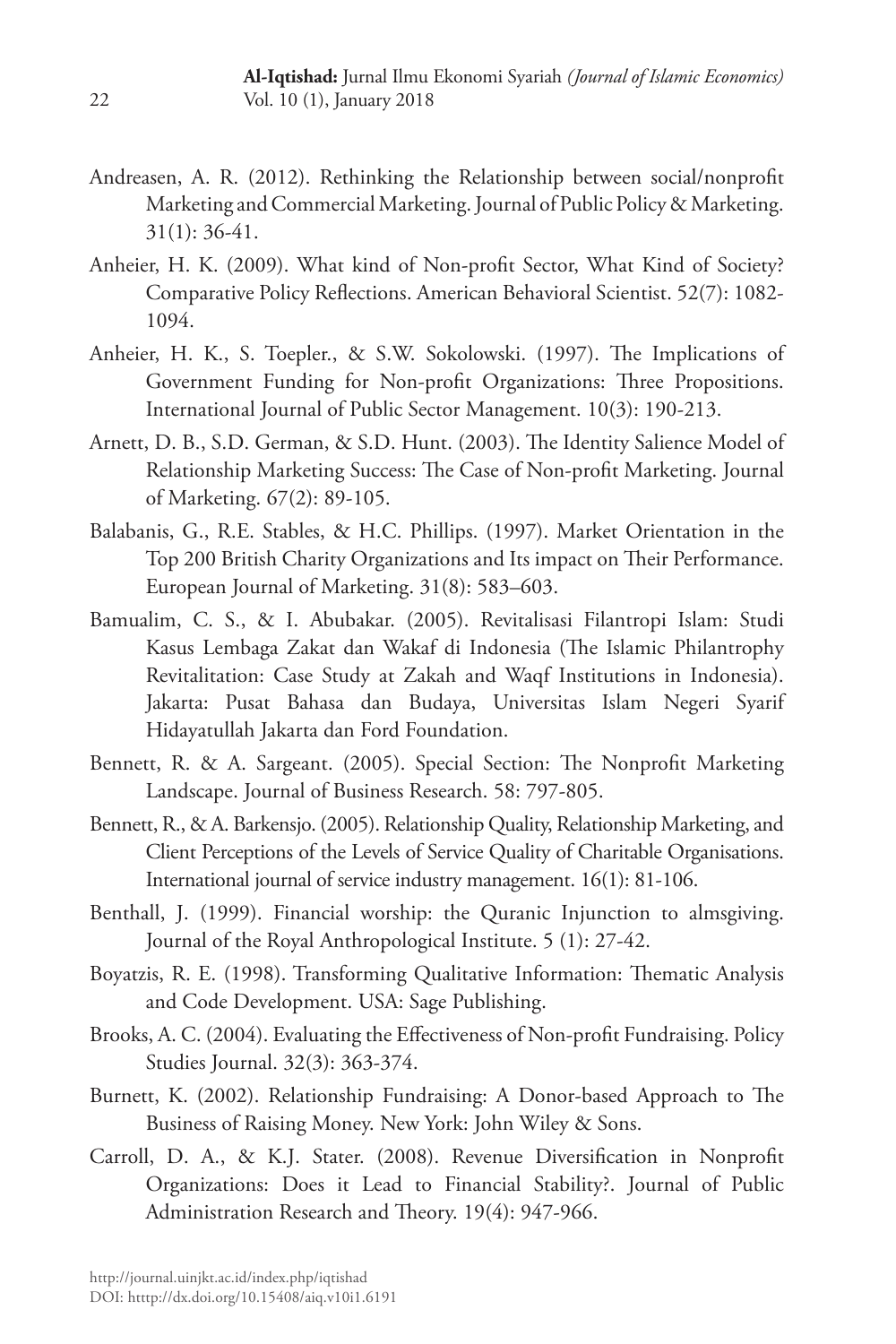Andreasen, A. R. (2012). Rethinking the Relationship between social/nonprofit Marketing and Commercial Marketing. Journal of Public Policy & Marketing. 31(1): 36-41.

Anheier, H. K. (2009). What kind of Non-profit Sector, What Kind of Society? Comparative Policy Reflections. American Behavioral Scientist. 52(7): 1082-1094.

Anheier, H. K., S. Toepler., & S.W. Sokolowski. (1997). The Implications of Government Funding for Non-profit Organizations: Three Propositions. International Journal of Public Sector Management. 10(3): 190-213.

Arnett, D. B., S.D. German, & S.D. Hunt. (2003). The Identity Salience Model of Relationship Marketing Success: The Case of Non-profit Marketing. Journal of Marketing. 67(2): 89-105.

Balabanis, G., R.E. Stables, & H.C. Phillips. (1997). Market Orientation in the Top 200 British Charity Organizations and Its impact on Their Performance. European Journal of Marketing. 31(8): 583–603.

Bamualim, C. S., & I. Abubakar. (2005). Revitalisasi Filantropi Islam: Studi Kasus Lembaga Zakat dan Wakaf di Indonesia (The Islamic Philantrophy Revitalitation: Case Study at Zakah and Waqf Institutions in Indonesia). Jakarta: Pusat Bahasa dan Budaya, Universitas Islam Negeri Syarif Hidayatullah Jakarta dan Ford Foundation.

Bennett, R. & A. Sargeant. (2005). Special Section: The Nonprofit Marketing Landscape. Journal of Business Research. 58: 797-805.

Bennett, R., & A. Barkensjo. (2005). Relationship Quality, Relationship Marketing, and Client Perceptions of the Levels of Service Quality of Charitable Organisations. International journal of service industry management. 16(1): 81-106.

Benthall, J. (1999). Financial worship: the Quranic Injunction to almsgiving. Journal of the Royal Anthropological Institute. 5 (1): 27-42.

Boyatzis, R. E. (1998). Transforming Qualitative Information: Thematic Analysis and Code Development. USA: Sage Publishing.

Brooks, A. C. (2004). Evaluating the Effectiveness of Non-profit Fundraising. Policy Studies Journal. 32(3): 363-374.

Burnett, K. (2002). Relationship Fundraising: A Donor-based Approach to The Business of Raising Money. New York: John Wiley & Sons.

Carroll, D. A., & K.J. Stater. (2008). Revenue Diversification in Nonprofit Organizations: Does it Lead to Financial Stability?. Journal of Public Administration Research and Theory. 19(4): 947-966.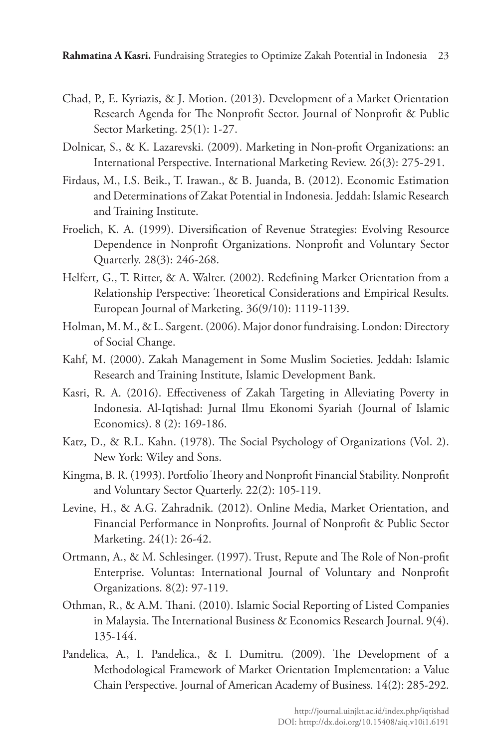Chad, P., E. Kyriazis, & J. Motion. (2013). Development of a Market Orientation Research Agenda for The Nonprofit Sector. Journal of Nonprofit & Public Sector Marketing. 25(1): 1-27.

Dolnicar, S., & K. Lazarevski. (2009). Marketing in Non-profit Organizations: an International Perspective. International Marketing Review. 26(3): 275-291.

Firdaus, M., I.S. Beik., T. Irawan., & B. Juanda, B. (2012). Economic Estimation and Determinations of Zakat Potential in Indonesia. Jeddah: Islamic Research and Training Institute.

Froelich, K. A. (1999). Diversification of Revenue Strategies: Evolving Resource Dependence in Nonprofit Organizations. Nonprofit and Voluntary Sector Quarterly. 28(3): 246-268.

Helfert, G., T. Ritter, & A. Walter. (2002). Redefining Market Orientation from a Relationship Perspective: Theoretical Considerations and Empirical Results. European Journal of Marketing. 36(9/10): 1119-1139.

Holman, M. M., & L. Sargent. (2006). Major donor fundraising. London: Directory of Social Change.

Kahf, M. (2000). Zakah Management in Some Muslim Societies. Jeddah: Islamic Research and Training Institute, Islamic Development Bank.

Kasri, R. A. (2016). Effectiveness of Zakah Targeting in Alleviating Poverty in Indonesia. Al-Iqtishad: Jurnal Ilmu Ekonomi Syariah (Journal of Islamic Economics). 8 (2): 169-186.

Katz, D., & R.L. Kahn. (1978). The Social Psychology of Organizations (Vol. 2). New York: Wiley and Sons.

Kingma, B. R. (1993). Portfolio Theory and Nonprofit Financial Stability. Nonprofit and Voluntary Sector Quarterly. 22(2): 105-119.

Levine, H., & A.G. Zahradnik. (2012). Online Media, Market Orientation, and Financial Performance in Nonprofits. Journal of Nonprofit & Public Sector Marketing. 24(1): 26-42.

Ortmann, A., & M. Schlesinger. (1997). Trust, Repute and The Role of Non-profit Enterprise. Voluntas: International Journal of Voluntary and Nonprofit Organizations. 8(2): 97-119.

Othman, R., & A.M. Thani. (2010). Islamic Social Reporting of Listed Companies in Malaysia. The International Business & Economics Research Journal. 9(4). 135-144.

Pandelica, A., I. Pandelica., & I. Dumitru. (2009). The Development of a Methodological Framework of Market Orientation Implementation: a Value Chain Perspective. Journal of American Academy of Business. 14(2): 285-292.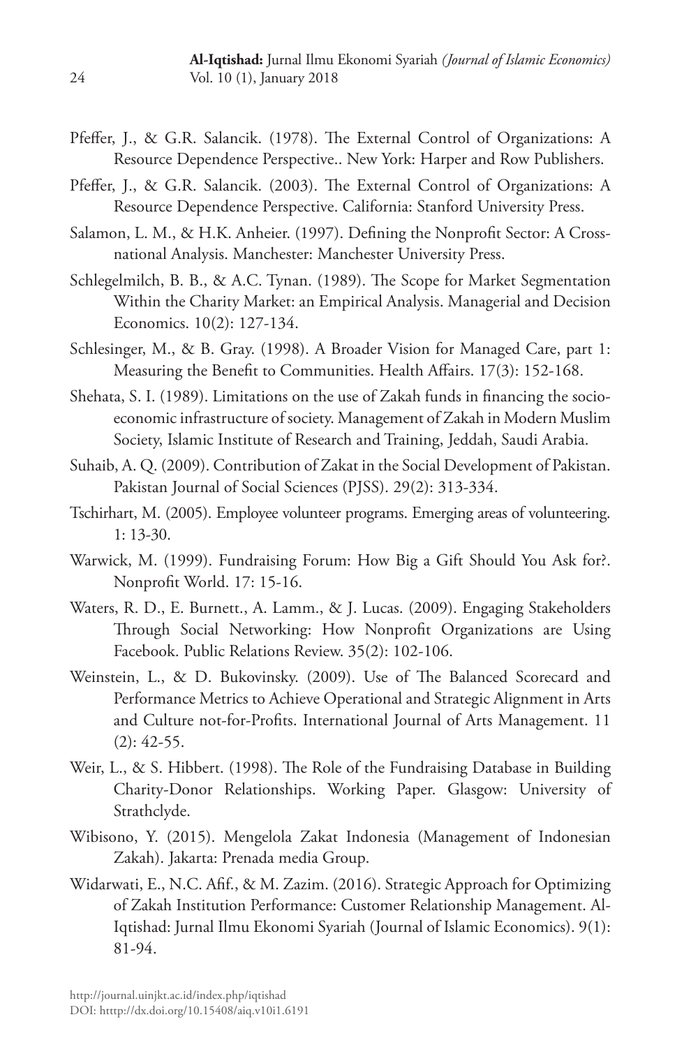Pfeffer, J., & G.R. Salancik. (1978). The External Control of Organizations: A Resource Dependence Perspective.. New York: Harper and Row Publishers.

Pfeffer, J., & G.R. Salancik. (2003). The External Control of Organizations: A Resource Dependence Perspective. California: Stanford University Press.

Salamon, L. M., & H.K. Anheier. (1997). Defining the Nonprofit Sector: A Cross-national Analysis. Manchester: Manchester University Press.

Schlegelmilch, B. B., & A.C. Tynan. (1989). The Scope for Market Segmentation Within the Charity Market: an Empirical Analysis. Managerial and Decision Economics. 10(2): 127-134.

Schlesinger, M., & B. Gray. (1998). A Broader Vision for Managed Care, part 1: Measuring the Benefit to Communities. Health Affairs. 17(3): 152-168.

Shehata, S. I. (1989). Limitations on the use of Zakah funds in financing the socio-economic infrastructure of society. Management of Zakah in Modern Muslim Society, Islamic Institute of Research and Training, Jeddah, Saudi Arabia.

Suhaib, A. Q. (2009). Contribution of Zakat in the Social Development of Pakistan. Pakistan Journal of Social Sciences (PJSS). 29(2): 313-334.

Tschirhart, M. (2005). Employee volunteer programs. Emerging areas of volunteering. 1: 13-30.

Warwick, M. (1999). Fundraising Forum: How Big a Gift Should You Ask for?. Nonprofit World. 17: 15-16.

Waters, R. D., E. Burnett., A. Lamm., & J. Lucas. (2009). Engaging Stakeholders Through Social Networking: How Nonprofit Organizations are Using Facebook. Public Relations Review. 35(2): 102-106.

Weinstein, L., & D. Bukovinsky. (2009). Use of The Balanced Scorecard and Performance Metrics to Achieve Operational and Strategic Alignment in Arts and Culture not-for-Profits. International Journal of Arts Management. 11 (2): 42-55.

Weir, L., & S. Hibbert. (1998). The Role of the Fundraising Database in Building Charity-Donor Relationships. Working Paper. Glasgow: University of Strathclyde.

Wibisono, Y. (2015). Mengelola Zakat Indonesia (Management of Indonesian Zakah). Jakarta: Prenada media Group.

Widarwati, E., N.C. Afif., & M. Zazim. (2016). Strategic Approach for Optimizing of Zakah Institution Performance: Customer Relationship Management. Al-Iqtishad: Jurnal Ilmu Ekonomi Syariah (Journal of Islamic Economics). 9(1): 81-94.